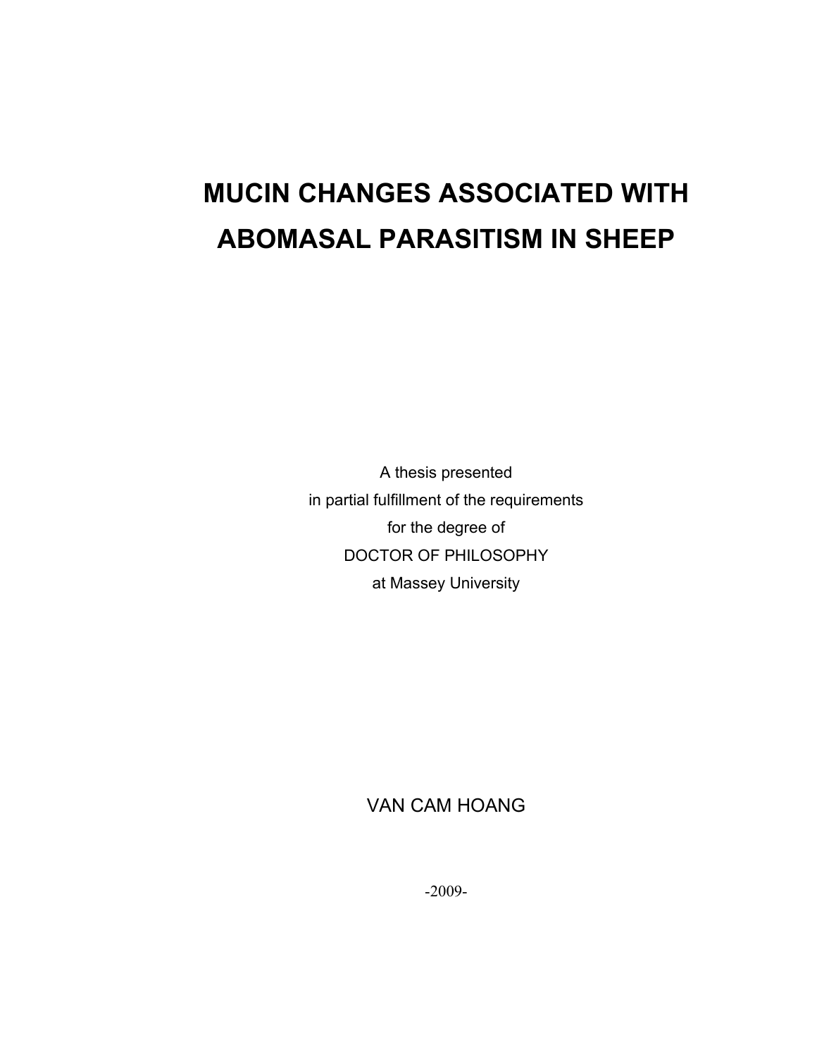# MUCIN CHANGES ASSOCIATED WITH ABOMASAL PARASITISM IN SHEEP

A thesis presented
in partial fulfillment of the requirements
for the degree of
DOCTOR OF PHILOSOPHY
at Massey University

VAN CAM HOANG

-2009-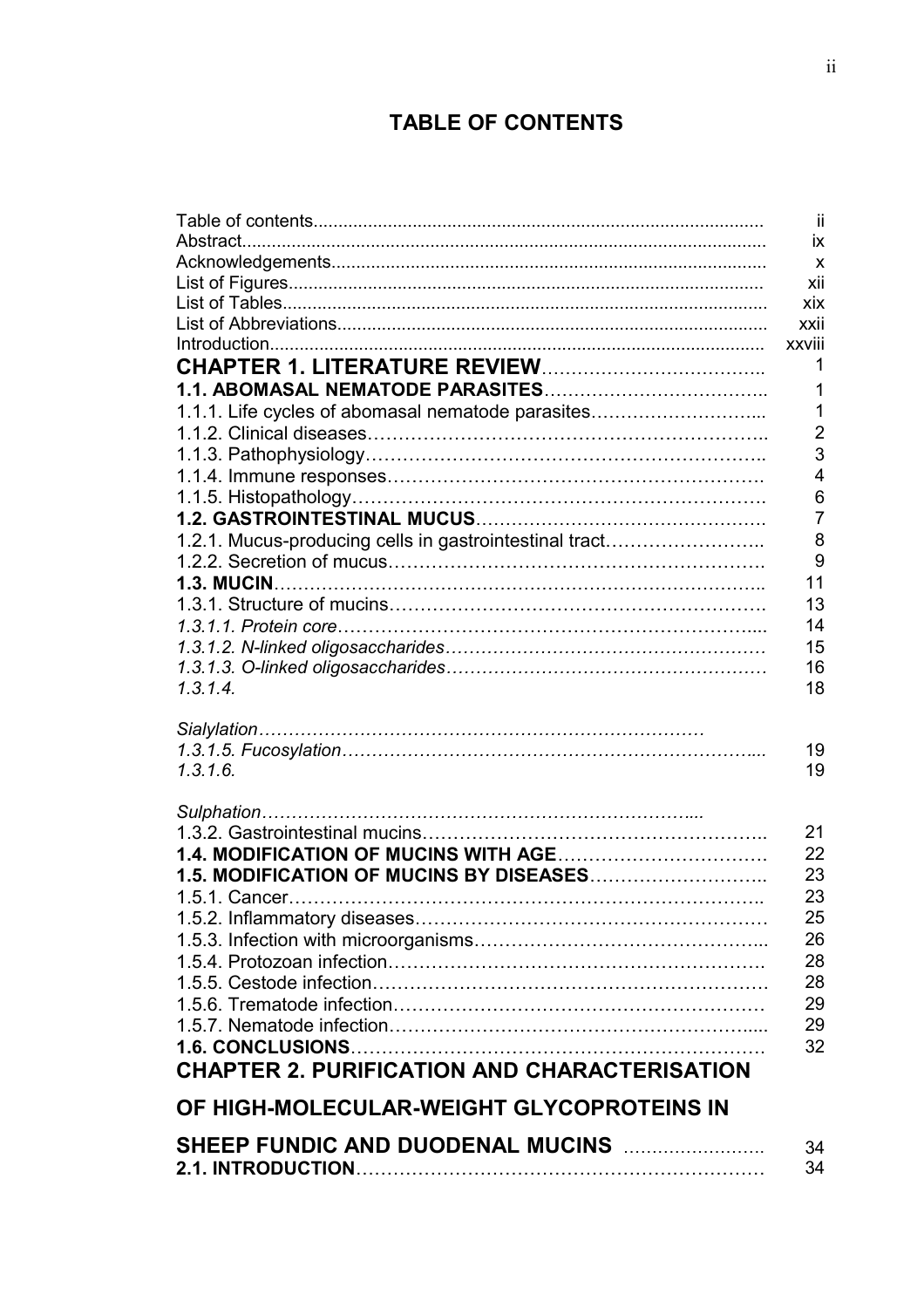# TABLE OF CONTENTS

| | |
|---|---|
| Table of contents | ii |
| Abstract | ix |
| Acknowledgements | x |
| List of Figures | xii |
| List of Tables | xix |
| List of Abbreviations | xxii |
| Introduction | xxviii |
| **CHAPTER 1. LITERATURE REVIEW** | 1 |
| **1.1. ABOMASAL NEMATODE PARASITES** | 1 |
| 1.1.1. Life cycles of abomasal nematode parasites | 1 |
| 1.1.2. Clinical diseases | 2 |
| 1.1.3. Pathophysiology | 3 |
| 1.1.4. Immune responses | 4 |
| 1.1.5. Histopathology | 6 |
| **1.2. GASTROINTESTINAL MUCUS** | 7 |
| 1.2.1. Mucus-producing cells in gastrointestinal tract | 8 |
| 1.2.2. Secretion of mucus | 9 |
| **1.3. MUCIN** | 11 |
| 1.3.1. Structure of mucins | 13 |
| *1.3.1.1. Protein core* | 14 |
| *1.3.1.2. N-linked oligosaccharides* | 15 |
| *1.3.1.3. O-linked oligosaccharides* | 16 |
| *1.3.1.4. Sialylation* | 18 |
| *1.3.1.5. Fucosylation* | 19 |
| *1.3.1.6. Sulphation* | 19 |
| 1.3.2. Gastrointestinal mucins | 21 |
| **1.4. MODIFICATION OF MUCINS WITH AGE** | 22 |
| **1.5. MODIFICATION OF MUCINS BY DISEASES** | 23 |
| 1.5.1. Cancer | 23 |
| 1.5.2. Inflammatory diseases | 25 |
| 1.5.3. Infection with microorganisms | 26 |
| 1.5.4. Protozoan infection | 28 |
| 1.5.5. Cestode infection | 28 |
| 1.5.6. Trematode infection | 29 |
| 1.5.7. Nematode infection | 29 |
| **1.6. CONCLUSIONS** | 32 |
| **CHAPTER 2. PURIFICATION AND CHARACTERISATION OF HIGH-MOLECULAR-WEIGHT GLYCOPROTEINS IN SHEEP FUNDIC AND DUODENAL MUCINS** | 34 |
| **2.1. INTRODUCTION** | 34 |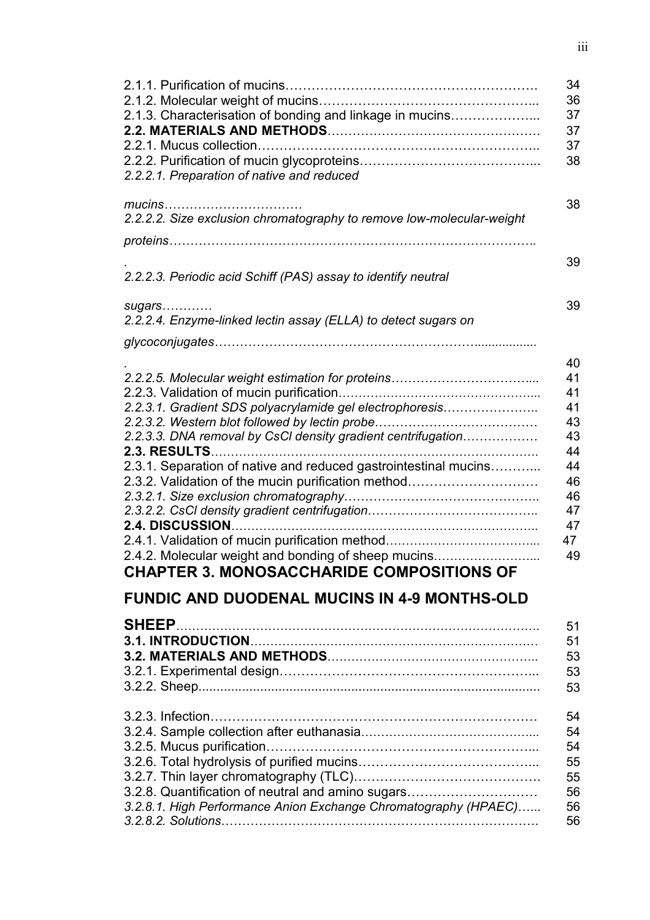2.1.1. Purification of mucins………………………………………………. 34
2.1.2. Molecular weight of mucins………………………………………... 36
2.1.3. Characterisation of bonding and linkage in mucins………………... 37
**2.2. MATERIALS AND METHODS**…………………………………………. 37
2.2.1. Mucus collection……………………………………………………….. 37
2.2.2. Purification of mucin glycoproteins………………………………... 38
*2.2.2.1. Preparation of native and reduced mucins……………………………* 38
*2.2.2.2. Size exclusion chromatography to remove low-molecular-weight proteins……………………………………………………………………….. .* 39
*2.2.2.3. Periodic acid Schiff (PAS) assay to identify neutral sugars…………* 39
*2.2.2.4. Enzyme-linked lectin assay (ELLA) to detect sugars on glycoconjugates………………………………………………….................. .* 40
*2.2.2.5. Molecular weight estimation for proteins…………………………....* 41
2.2.3. Validation of mucin purification…………………………………….... 41
*2.2.3.1. Gradient SDS polyacrylamide gel electrophoresis…………………..* 41
*2.2.3.2. Western blot followed by lectin probe…………………………………* 43
*2.2.3.3. DNA removal by CsCl density gradient centrifugation………………* 43
**2.3. RESULTS**……………………………………………………………………. 44
2.3.1. Separation of native and reduced gastrointestinal mucins………... 44
2.3.2. Validation of the mucin purification method………………………… 46
*2.3.2.1. Size exclusion chromatography………………………………………..* 46
*2.3.2.2. CsCl density gradient centrifugation…………………………………..* 47
**2.4. DISCUSSION**……………………………………………………………….. 47
2.4.1. Validation of mucin purification method……………………………... 47
2.4.2. Molecular weight and bonding of sheep mucins……………………... 49

**CHAPTER 3. MONOSACCHARIDE COMPOSITIONS OF FUNDIC AND DUODENAL MUCINS IN 4-9 MONTHS-OLD SHEEP**……………………………………………………………………………. 51
**3.1. INTRODUCTION**……………………………………………………………… 51
**3.2. MATERIALS AND METHODS**……………………………………………... 53
3.2.1. Experimental design…………………………………………………... 53
3.2.2. Sheep............................................................................................. 53
3.2.3. Infection………………………………………………………………… 54
3.2.4. Sample collection after euthanasia…………………………………... 54
3.2.5. Mucus purification……………………………………………………... 54
3.2.6. Total hydrolysis of purified mucins…………………………………... 55
3.2.7. Thin layer chromatography (TLC)……………………………………. 55
3.2.8. Quantification of neutral and amino sugars………………………… 56
*3.2.8.1. High Performance Anion Exchange Chromatography (HPAEC)…...* 56
*3.2.8.2. Solutions……………………………………………………………………* 56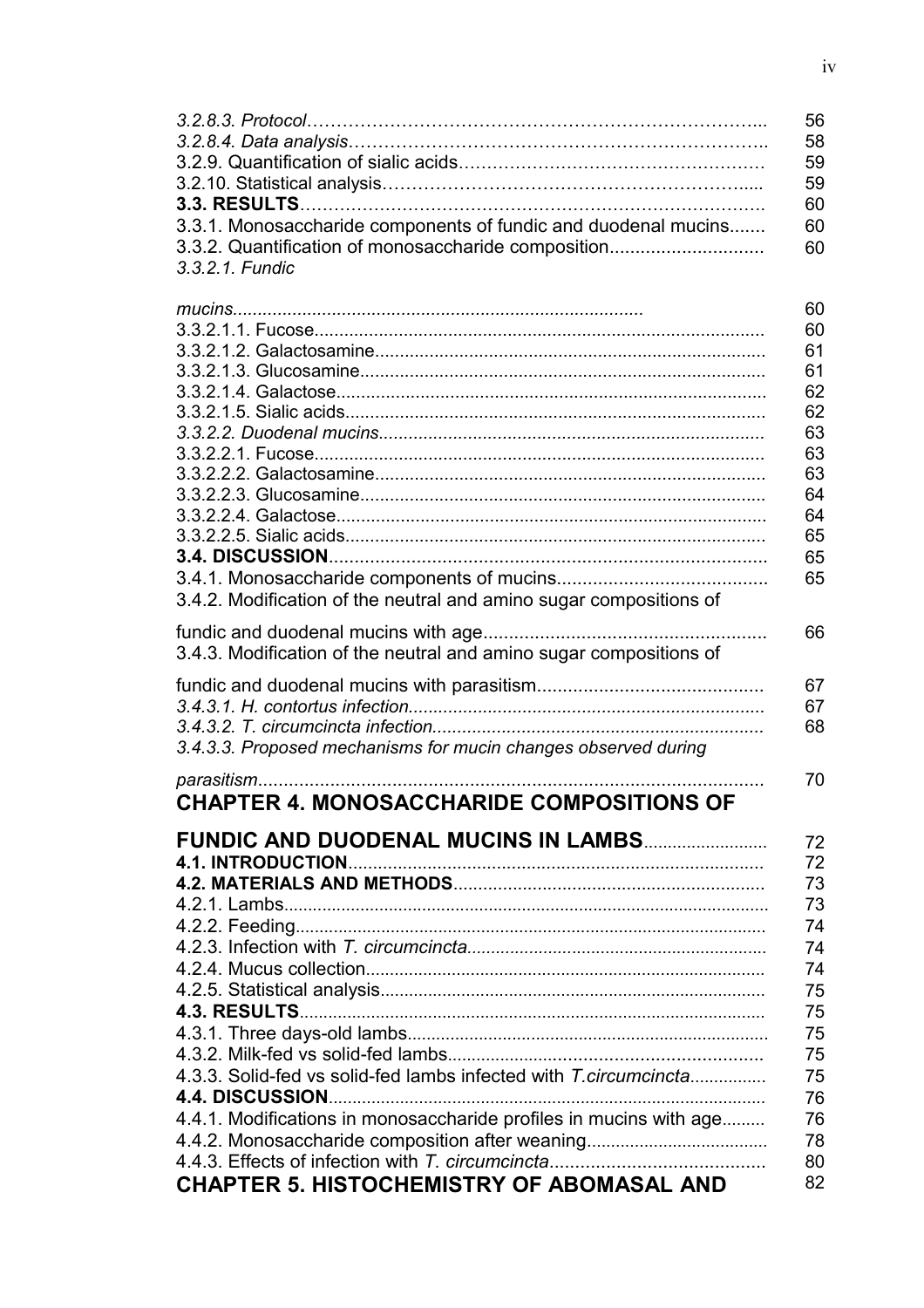| | |
|---|---|
| *3.2.8.3. Protocol* | 56 |
| *3.2.8.4. Data analysis* | 58 |
| 3.2.9. Quantification of sialic acids | 59 |
| 3.2.10. Statistical analysis | 59 |
| **3.3. RESULTS** | 60 |
| 3.3.1. Monosaccharide components of fundic and duodenal mucins | 60 |
| 3.3.2. Quantification of monosaccharide composition | 60 |
| *3.3.2.1. Fundic mucins* | 60 |
| 3.3.2.1.1. Fucose | 60 |
| 3.3.2.1.2. Galactosamine | 61 |
| 3.3.2.1.3. Glucosamine | 61 |
| 3.3.2.1.4. Galactose | 62 |
| 3.3.2.1.5. Sialic acids | 62 |
| *3.3.2.2. Duodenal mucins* | 63 |
| 3.3.2.2.1. Fucose | 63 |
| 3.3.2.2.2. Galactosamine | 63 |
| 3.3.2.2.3. Glucosamine | 64 |
| 3.3.2.2.4. Galactose | 64 |
| 3.3.2.2.5. Sialic acids | 65 |
| **3.4. DISCUSSION** | 65 |
| 3.4.1. Monosaccharide components of mucins | 65 |
| 3.4.2. Modification of the neutral and amino sugar compositions of fundic and duodenal mucins with age | 66 |
| 3.4.3. Modification of the neutral and amino sugar compositions of fundic and duodenal mucins with parasitism | 67 |
| *3.4.3.1. H. contortus infection* | 67 |
| *3.4.3.2. T. circumcincta infection* | 68 |
| *3.4.3.3. Proposed mechanisms for mucin changes observed during parasitism* | 70 |
| **CHAPTER 4. MONOSACCHARIDE COMPOSITIONS OF FUNDIC AND DUODENAL MUCINS IN LAMBS** | 72 |
| **4.1. INTRODUCTION** | 72 |
| **4.2. MATERIALS AND METHODS** | 73 |
| 4.2.1. Lambs | 73 |
| 4.2.2. Feeding | 74 |
| 4.2.3. Infection with *T. circumcincta* | 74 |
| 4.2.4. Mucus collection | 74 |
| 4.2.5. Statistical analysis | 75 |
| **4.3. RESULTS** | 75 |
| 4.3.1. Three days-old lambs | 75 |
| 4.3.2. Milk-fed vs solid-fed lambs | 75 |
| 4.3.3. Solid-fed vs solid-fed lambs infected with *T.circumcincta* | 75 |
| **4.4. DISCUSSION** | 76 |
| 4.4.1. Modifications in monosaccharide profiles in mucins with age | 76 |
| 4.4.2. Monosaccharide composition after weaning | 78 |
| 4.4.3. Effects of infection with *T. circumcincta* | 80 |
| **CHAPTER 5. HISTOCHEMISTRY OF ABOMASAL AND** | 82 |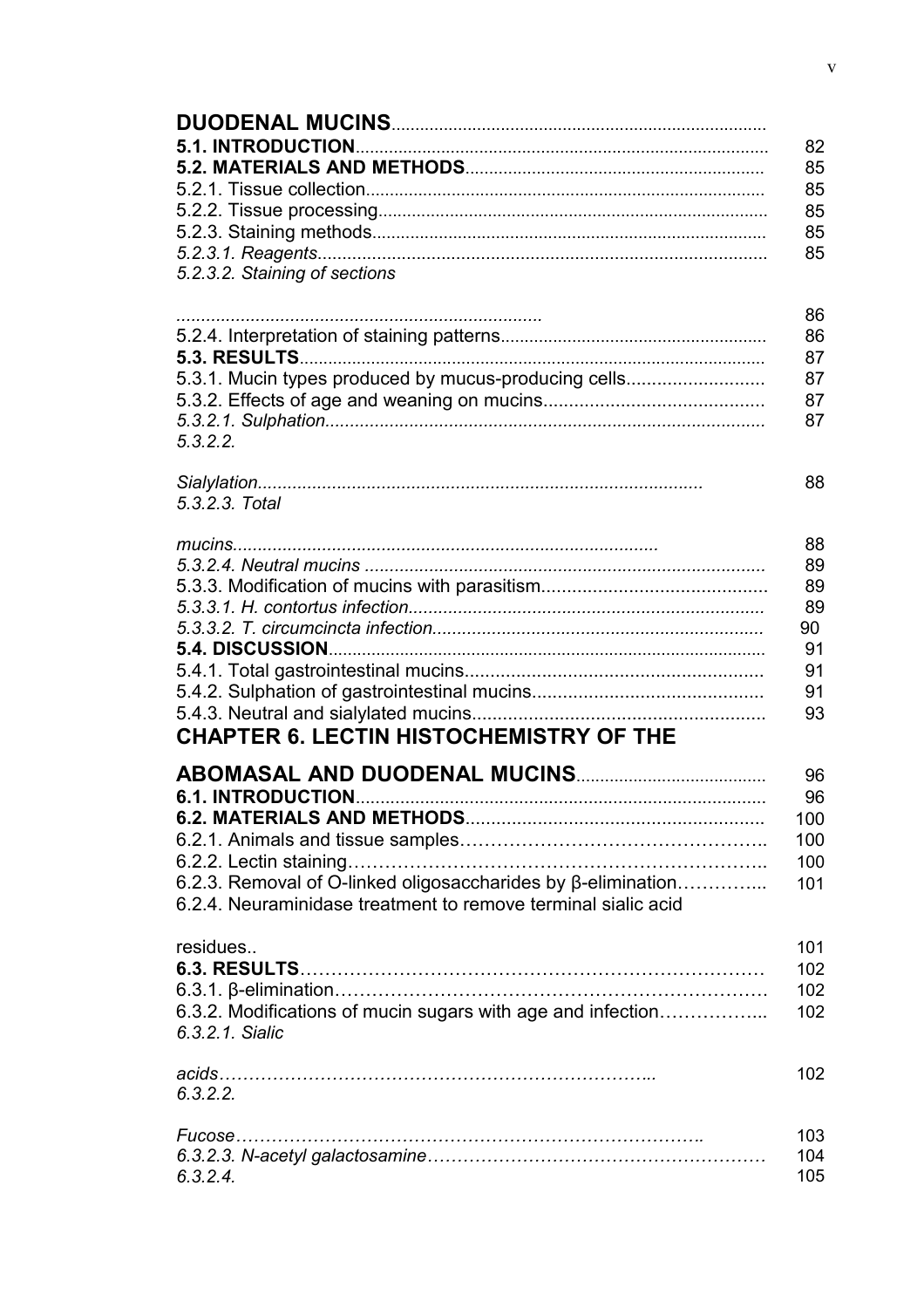**DUODENAL MUCINS**

| | |
|---|---|
| **5.1. INTRODUCTION** | 82 |
| **5.2. MATERIALS AND METHODS** | 85 |
| 5.2.1. Tissue collection | 85 |
| 5.2.2. Tissue processing | 85 |
| 5.2.3. Staining methods | 85 |
| *5.2.3.1. Reagents* | 85 |
| *5.2.3.2. Staining of sections* | 86 |
| 5.2.4. Interpretation of staining patterns | 86 |
| **5.3. RESULTS** | 87 |
| 5.3.1. Mucin types produced by mucus-producing cells | 87 |
| 5.3.2. Effects of age and weaning on mucins | 87 |
| *5.3.2.1. Sulphation* | 87 |
| *5.3.2.2. Sialylation* | 88 |
| *5.3.2.3. Total mucins* | 88 |
| *5.3.2.4. Neutral mucins* | 89 |
| 5.3.3. Modification of mucins with parasitism | 89 |
| *5.3.3.1. H. contortus infection* | 89 |
| *5.3.3.2. T. circumcincta infection* | 90 |
| **5.4. DISCUSSION** | 91 |
| 5.4.1. Total gastrointestinal mucins | 91 |
| 5.4.2. Sulphation of gastrointestinal mucins | 91 |
| 5.4.3. Neutral and sialylated mucins | 93 |

**CHAPTER 6. LECTIN HISTOCHEMISTRY OF THE ABOMASAL AND DUODENAL MUCINS** 96

| | |
|---|---|
| **6.1. INTRODUCTION** | 96 |
| **6.2. MATERIALS AND METHODS** | 100 |
| 6.2.1. Animals and tissue samples | 100 |
| 6.2.2. Lectin staining | 100 |
| 6.2.3. Removal of O-linked oligosaccharides by β-elimination | 101 |
| 6.2.4. Neuraminidase treatment to remove terminal sialic acid residues.. | 101 |
| **6.3. RESULTS** | 102 |
| 6.3.1. β-elimination | 102 |
| 6.3.2. Modifications of mucin sugars with age and infection | 102 |
| *6.3.2.1. Sialic acids* | 102 |
| *6.3.2.2. Fucose* | 103 |
| *6.3.2.3. N-acetyl galactosamine* | 104 |
| *6.3.2.4.* | 105 |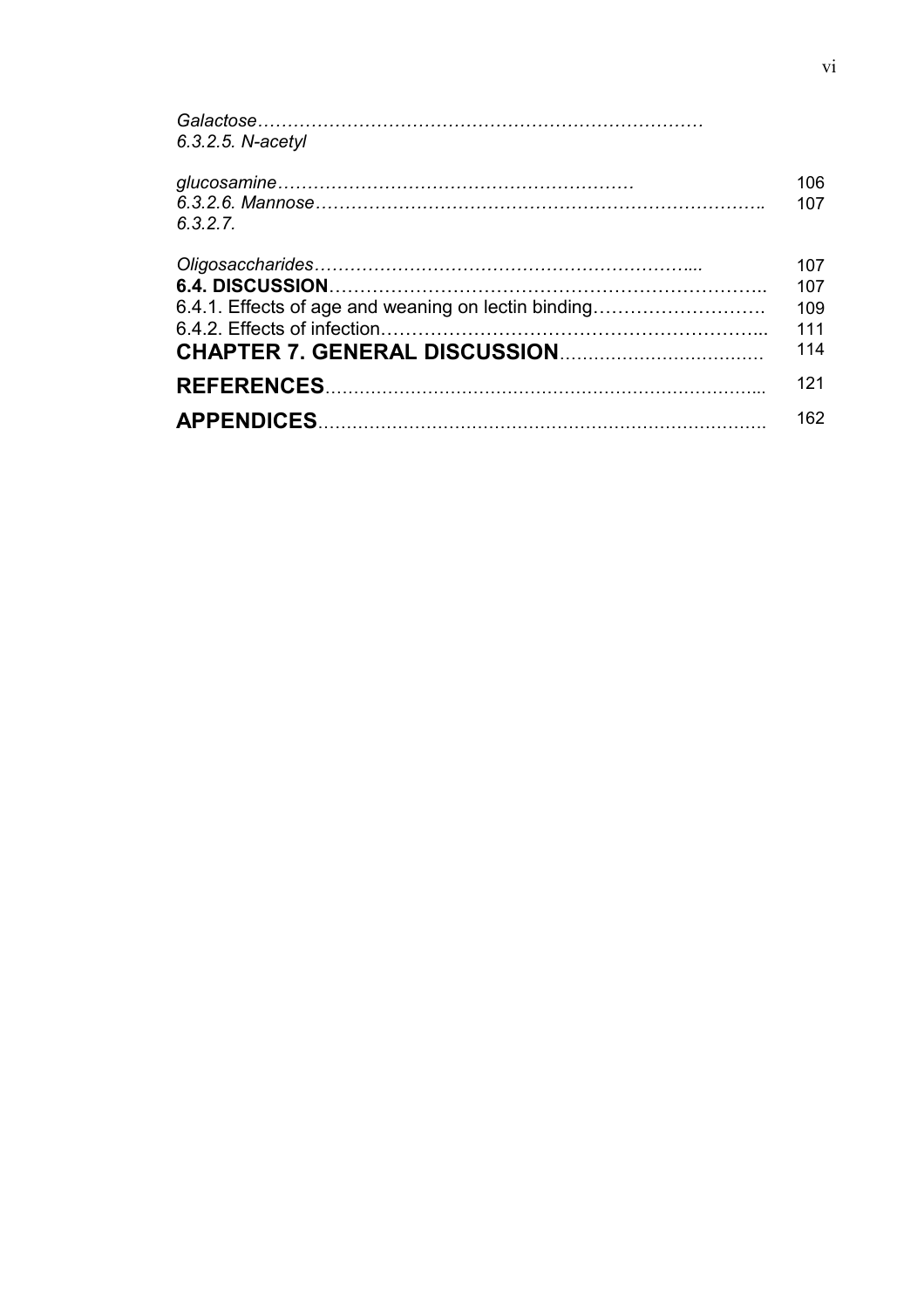*Galactose*…………………………………………………………………

*6.3.2.5. N-acetyl glucosamine*…………………………………………………… 106

*6.3.2.6. Mannose*………………………………………………………………… 107

*6.3.2.7. Oligosaccharides*………………………………………………………... 107

**6.4. DISCUSSION**……………………………………………………………… 107

6.4.1. Effects of age and weaning on lectin binding………………………. 109

6.4.2. Effects of infection…………………………………………………... 111

**CHAPTER 7. GENERAL DISCUSSION**……………………………… 114

**REFERENCES**………………………………………………………………... 121

**APPENDICES**………………………………………………………………. 162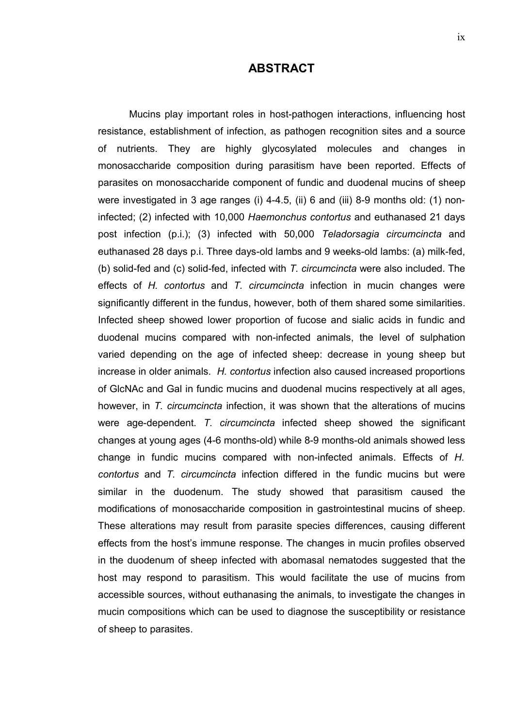# ABSTRACT

Mucins play important roles in host-pathogen interactions, influencing host resistance, establishment of infection, as pathogen recognition sites and a source of nutrients. They are highly glycosylated molecules and changes in monosaccharide composition during parasitism have been reported. Effects of parasites on monosaccharide component of fundic and duodenal mucins of sheep were investigated in 3 age ranges (i) 4-4.5, (ii) 6 and (iii) 8-9 months old: (1) non-infected; (2) infected with 10,000 *Haemonchus contortus* and euthanased 21 days post infection (p.i.); (3) infected with 50,000 *Teladorsagia circumcincta* and euthanased 28 days p.i. Three days-old lambs and 9 weeks-old lambs: (a) milk-fed, (b) solid-fed and (c) solid-fed, infected with *T. circumcincta* were also included. The effects of *H. contortus* and *T. circumcincta* infection in mucin changes were significantly different in the fundus, however, both of them shared some similarities. Infected sheep showed lower proportion of fucose and sialic acids in fundic and duodenal mucins compared with non-infected animals, the level of sulphation varied depending on the age of infected sheep: decrease in young sheep but increase in older animals. *H. contortus* infection also caused increased proportions of GlcNAc and Gal in fundic mucins and duodenal mucins respectively at all ages, however, in *T. circumcincta* infection, it was shown that the alterations of mucins were age-dependent. *T. circumcincta* infected sheep showed the significant changes at young ages (4-6 months-old) while 8-9 months-old animals showed less change in fundic mucins compared with non-infected animals. Effects of *H. contortus* and *T. circumcincta* infection differed in the fundic mucins but were similar in the duodenum. The study showed that parasitism caused the modifications of monosaccharide composition in gastrointestinal mucins of sheep. These alterations may result from parasite species differences, causing different effects from the host's immune response. The changes in mucin profiles observed in the duodenum of sheep infected with abomasal nematodes suggested that the host may respond to parasitism. This would facilitate the use of mucins from accessible sources, without euthanasing the animals, to investigate the changes in mucin compositions which can be used to diagnose the susceptibility or resistance of sheep to parasites.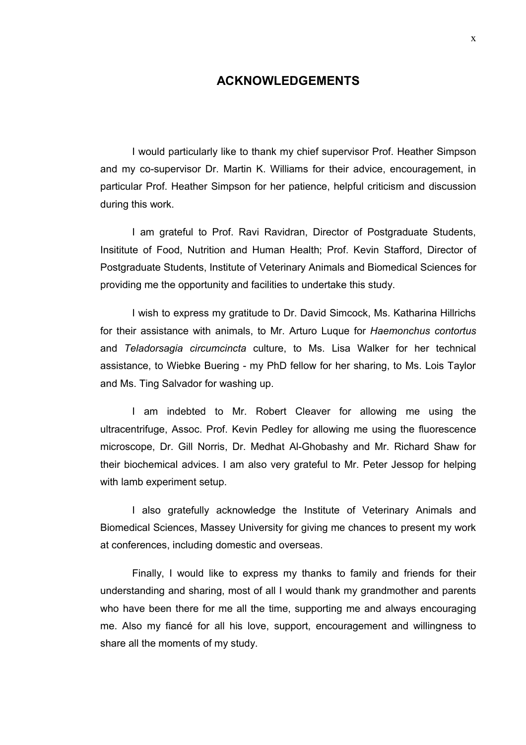# ACKNOWLEDGEMENTS

I would particularly like to thank my chief supervisor Prof. Heather Simpson and my co-supervisor Dr. Martin K. Williams for their advice, encouragement, in particular Prof. Heather Simpson for her patience, helpful criticism and discussion during this work.

I am grateful to Prof. Ravi Ravidran, Director of Postgraduate Students, Insititute of Food, Nutrition and Human Health; Prof. Kevin Stafford, Director of Postgraduate Students, Institute of Veterinary Animals and Biomedical Sciences for providing me the opportunity and facilities to undertake this study.

I wish to express my gratitude to Dr. David Simcock, Ms. Katharina Hillrichs for their assistance with animals, to Mr. Arturo Luque for *Haemonchus contortus* and *Teladorsagia circumcincta* culture, to Ms. Lisa Walker for her technical assistance, to Wiebke Buering - my PhD fellow for her sharing, to Ms. Lois Taylor and Ms. Ting Salvador for washing up.

I am indebted to Mr. Robert Cleaver for allowing me using the ultracentrifuge, Assoc. Prof. Kevin Pedley for allowing me using the fluorescence microscope, Dr. Gill Norris, Dr. Medhat Al-Ghobashy and Mr. Richard Shaw for their biochemical advices. I am also very grateful to Mr. Peter Jessop for helping with lamb experiment setup.

I also gratefully acknowledge the Institute of Veterinary Animals and Biomedical Sciences, Massey University for giving me chances to present my work at conferences, including domestic and overseas.

Finally, I would like to express my thanks to family and friends for their understanding and sharing, most of all I would thank my grandmother and parents who have been there for me all the time, supporting me and always encouraging me. Also my fiancé for all his love, support, encouragement and willingness to share all the moments of my study.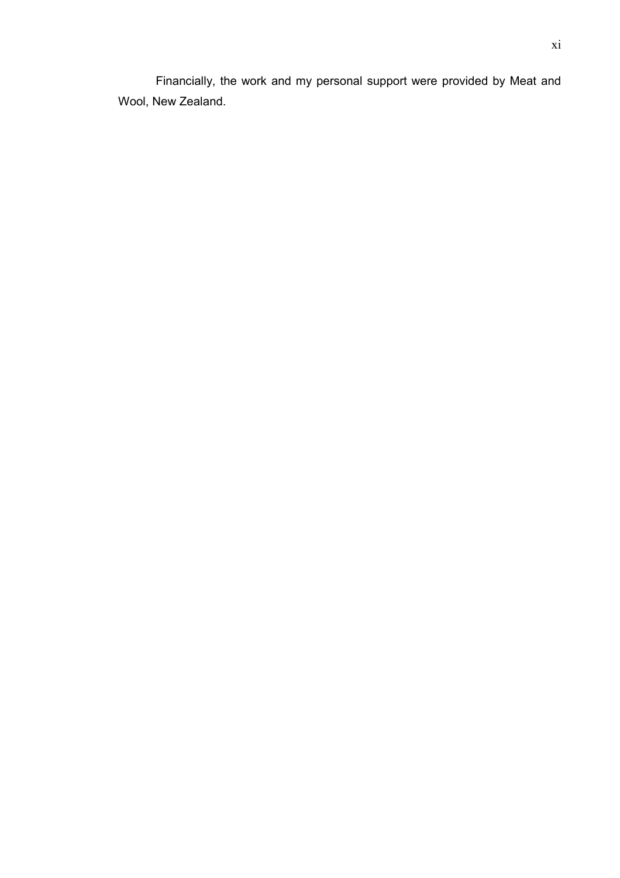Financially, the work and my personal support were provided by Meat and Wool, New Zealand.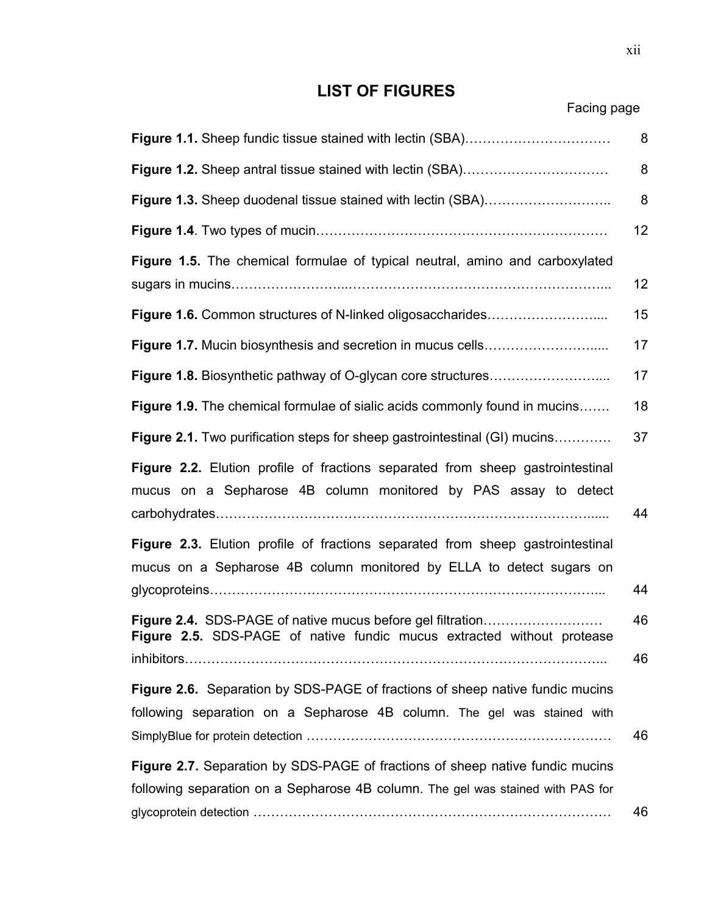# LIST OF FIGURES

| | Facing page |
|---|---|
| **Figure 1.1.** Sheep fundic tissue stained with lectin (SBA)……………………………. | 8 |
| **Figure 1.2.** Sheep antral tissue stained with lectin (SBA)……………………………. | 8 |
| **Figure 1.3.** Sheep duodenal tissue stained with lectin (SBA)……………………….. | 8 |
| **Figure 1.4**. Two types of mucin………………………………………………………. | 12 |
| **Figure 1.5.** The chemical formulae of typical neutral, amino and carboxylated sugars in mucins…………………..…………………………………………………... | 12 |
| **Figure 1.6.** Common structures of N-linked oligosaccharides…………………….... | 15 |
| **Figure 1.7.** Mucin biosynthesis and secretion in mucus cells……………………..... | 17 |
| **Figure 1.8.** Biosynthetic pathway of O-glycan core structures……………………..... | 17 |
| **Figure 1.9.** The chemical formulae of sialic acids commonly found in mucins……. | 18 |
| **Figure 2.1.** Two purification steps for sheep gastrointestinal (GI) mucins…………. | 37 |
| **Figure 2.2.** Elution profile of fractions separated from sheep gastrointestinal mucus on a Sepharose 4B column monitored by PAS assay to detect carbohydrates…………………………………………………………………...... | 44 |
| **Figure 2.3.** Elution profile of fractions separated from sheep gastrointestinal mucus on a Sepharose 4B column monitored by ELLA to detect sugars on glycoproteins…………………………………………………………………….... | 44 |
| **Figure 2.4.** SDS-PAGE of native mucus before gel filtration……………………… | 46 |
| **Figure 2.5.** SDS-PAGE of native fundic mucus extracted without protease inhibitors…………………………………………………………………………... | 46 |
| **Figure 2.6.** Separation by SDS-PAGE of fractions of sheep native fundic mucins following separation on a Sepharose 4B column. The gel was stained with SimplyBlue for protein detection ……………………………………………………… | 46 |
| **Figure 2.7.** Separation by SDS-PAGE of fractions of sheep native fundic mucins following separation on a Sepharose 4B column. The gel was stained with PAS for glycoprotein detection ………………………………………………………………… | 46 |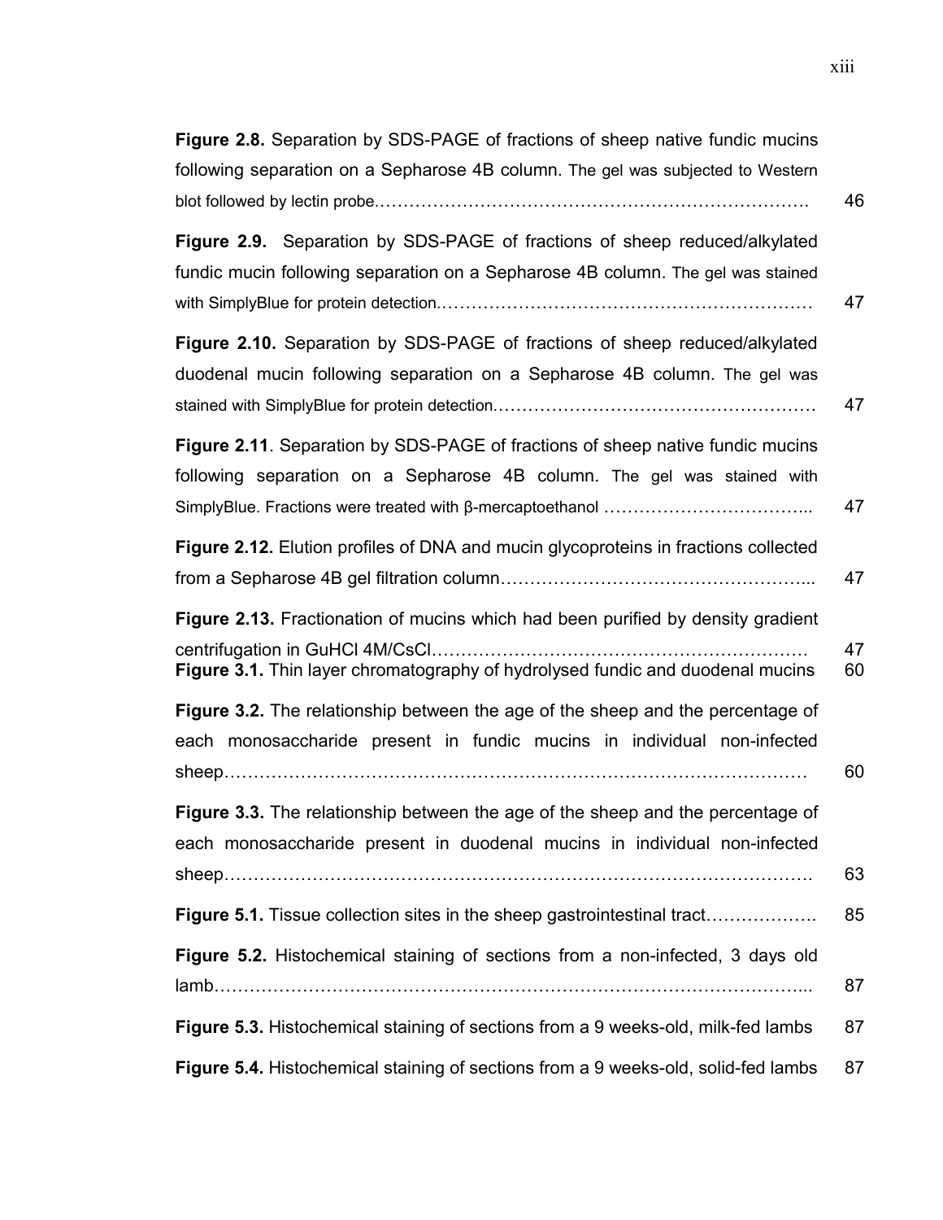**Figure 2.8.** Separation by SDS-PAGE of fractions of sheep native fundic mucins following separation on a Sepharose 4B column. The gel was subjected to Western blot followed by lectin probe………………………………………………………………. 46

**Figure 2.9.** Separation by SDS-PAGE of fractions of sheep reduced/alkylated fundic mucin following separation on a Sepharose 4B column. The gel was stained with SimplyBlue for protein detection……………………………………………………… 47

**Figure 2.10.** Separation by SDS-PAGE of fractions of sheep reduced/alkylated duodenal mucin following separation on a Sepharose 4B column. The gel was stained with SimplyBlue for protein detection……………………………………………… 47

**Figure 2.11**. Separation by SDS-PAGE of fractions of sheep native fundic mucins following separation on a Sepharose 4B column. The gel was stained with SimplyBlue. Fractions were treated with β-mercaptoethanol …………………………….. 47

**Figure 2.12.** Elution profiles of DNA and mucin glycoproteins in fractions collected from a Sepharose 4B gel filtration column…………………………………………... 47

**Figure 2.13.** Fractionation of mucins which had been purified by density gradient centrifugation in GuHCl 4M/CsCl……………………………………………………… 47

**Figure 3.1.** Thin layer chromatography of hydrolysed fundic and duodenal mucins 60

**Figure 3.2.** The relationship between the age of the sheep and the percentage of each monosaccharide present in fundic mucins in individual non-infected sheep………………………………………………………………………………… 60

**Figure 3.3.** The relationship between the age of the sheep and the percentage of each monosaccharide present in duodenal mucins in individual non-infected sheep…………………………………………………………………………………. 63

**Figure 5.1.** Tissue collection sites in the sheep gastrointestinal tract………………. 85

**Figure 5.2.** Histochemical staining of sections from a non-infected, 3 days old lamb……………………………………………………………………………………... 87

**Figure 5.3.** Histochemical staining of sections from a 9 weeks-old, milk-fed lambs 87

**Figure 5.4.** Histochemical staining of sections from a 9 weeks-old, solid-fed lambs 87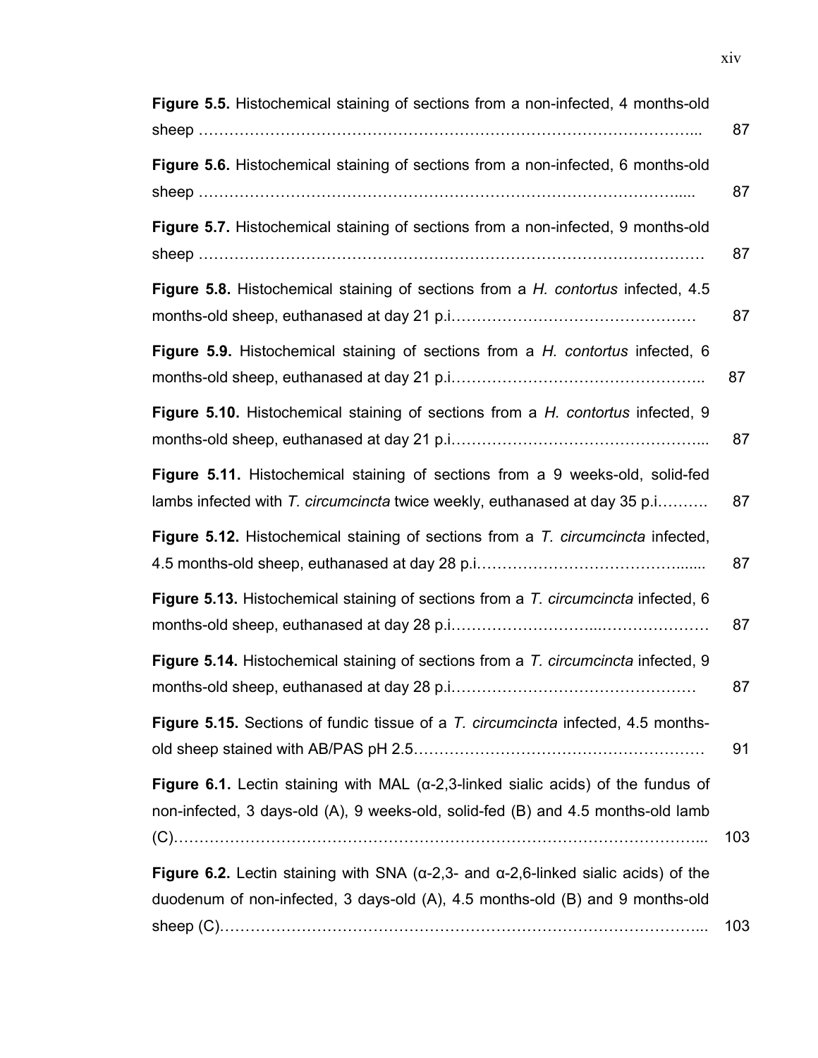**Figure 5.5.** Histochemical staining of sections from a non-infected, 4 months-old sheep ………………………………………………………………………………….. 87

**Figure 5.6.** Histochemical staining of sections from a non-infected, 6 months-old sheep …………………………………………………………………………………..... 87

**Figure 5.7.** Histochemical staining of sections from a non-infected, 9 months-old sheep ………………………………………………………………………………… 87

**Figure 5.8.** Histochemical staining of sections from a *H. contortus* infected, 4.5 months-old sheep, euthanased at day 21 p.i………………………………………… 87

**Figure 5.9.** Histochemical staining of sections from a *H. contortus* infected, 6 months-old sheep, euthanased at day 21 p.i………………………………………….. 87

**Figure 5.10.** Histochemical staining of sections from a *H. contortus* infected, 9 months-old sheep, euthanased at day 21 p.i………………………………………….... 87

**Figure 5.11.** Histochemical staining of sections from a 9 weeks-old, solid-fed lambs infected with *T. circumcincta* twice weekly, euthanased at day 35 p.i………. 87

**Figure 5.12.** Histochemical staining of sections from a *T. circumcincta* infected, 4.5 months-old sheep, euthanased at day 28 p.i…………………………………...... 87

**Figure 5.13.** Histochemical staining of sections from a *T. circumcincta* infected, 6 months-old sheep, euthanased at day 28 p.i………………………..………………… 87

**Figure 5.14.** Histochemical staining of sections from a *T. circumcincta* infected, 9 months-old sheep, euthanased at day 28 p.i………………………………………… 87

**Figure 5.15.** Sections of fundic tissue of a *T. circumcincta* infected, 4.5 months-old sheep stained with AB/PAS pH 2.5………………………………………………… 91

**Figure 6.1.** Lectin staining with MAL (α-2,3-linked sialic acids) of the fundus of non-infected, 3 days-old (A), 9 weeks-old, solid-fed (B) and 4.5 months-old lamb (C)……………………………………………………………………………………... 103

**Figure 6.2.** Lectin staining with SNA (α-2,3- and α-2,6-linked sialic acids) of the duodenum of non-infected, 3 days-old (A), 4.5 months-old (B) and 9 months-old sheep (C)…………………………………………………………………………….... 103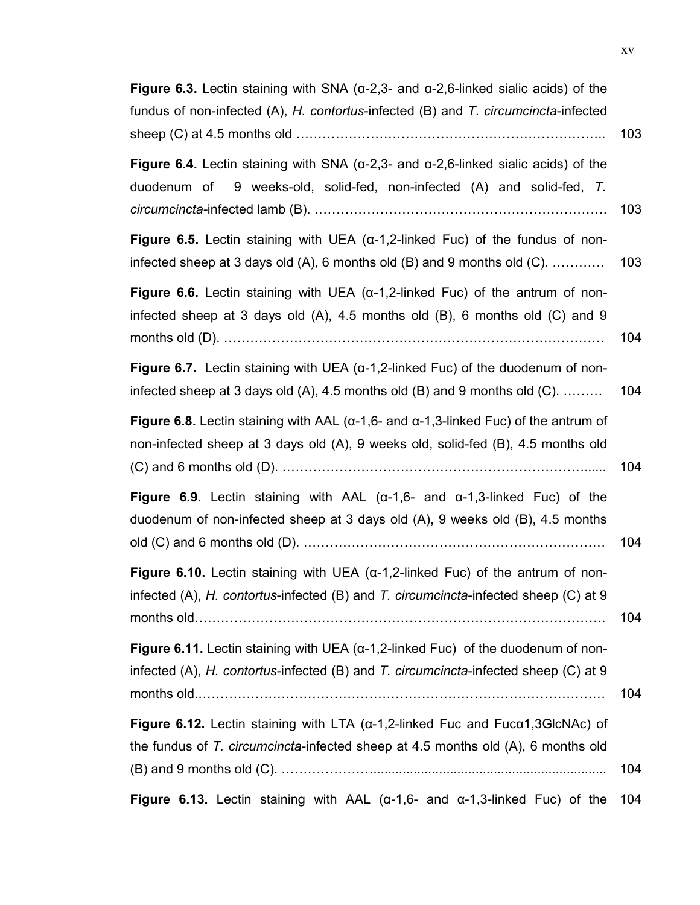**Figure 6.3.** Lectin staining with SNA (α-2,3- and α-2,6-linked sialic acids) of the fundus of non-infected (A), *H. contortus*-infected (B) and *T. circumcincta*-infected sheep (C) at 4.5 months old .................................................................. 103

**Figure 6.4.** Lectin staining with SNA (α-2,3- and α-2,6-linked sialic acids) of the duodenum of 9 weeks-old, solid-fed, non-infected (A) and solid-fed, *T. circumcincta*-infected lamb (B). ................................................................ 103

**Figure 6.5.** Lectin staining with UEA (α-1,2-linked Fuc) of the fundus of non-infected sheep at 3 days old (A), 6 months old (B) and 9 months old (C). ............ 103

**Figure 6.6.** Lectin staining with UEA (α-1,2-linked Fuc) of the antrum of non-infected sheep at 3 days old (A), 4.5 months old (B), 6 months old (C) and 9 months old (D). ........................................................................................ 104

**Figure 6.7.** Lectin staining with UEA (α-1,2-linked Fuc) of the duodenum of non-infected sheep at 3 days old (A), 4.5 months old (B) and 9 months old (C). ......... 104

**Figure 6.8.** Lectin staining with AAL (α-1,6- and α-1,3-linked Fuc) of the antrum of non-infected sheep at 3 days old (A), 9 weeks old, solid-fed (B), 4.5 months old (C) and 6 months old (D). ................................................................ 104

**Figure 6.9.** Lectin staining with AAL (α-1,6- and α-1,3-linked Fuc) of the duodenum of non-infected sheep at 3 days old (A), 9 weeks old (B), 4.5 months old (C) and 6 months old (D). ................................................................ 104

**Figure 6.10.** Lectin staining with UEA (α-1,2-linked Fuc) of the antrum of non-infected (A), *H. contortus*-infected (B) and *T. circumcincta*-infected sheep (C) at 9 months old.................................................................................... 104

**Figure 6.11.** Lectin staining with UEA (α-1,2-linked Fuc) of the duodenum of non-infected (A), *H. contortus*-infected (B) and *T. circumcincta*-infected sheep (C) at 9 months old.................................................................................... 104

**Figure 6.12.** Lectin staining with LTA (α-1,2-linked Fuc and Fucα1,3GlcNAc) of the fundus of *T. circumcincta*-infected sheep at 4.5 months old (A), 6 months old (B) and 9 months old (C). ................................................................ 104

**Figure 6.13.** Lectin staining with AAL (α-1,6- and α-1,3-linked Fuc) of the 104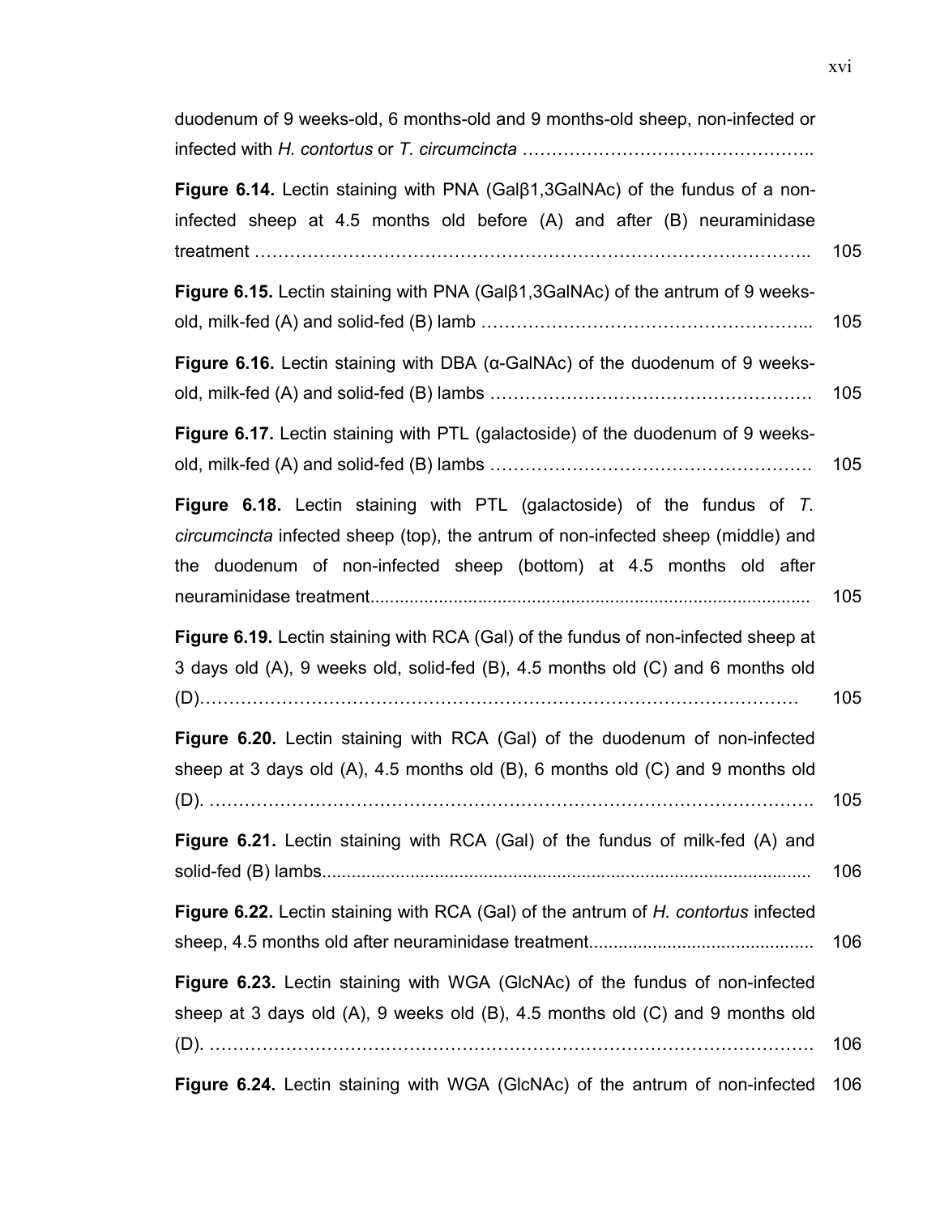duodenum of 9 weeks-old, 6 months-old and 9 months-old sheep, non-infected or infected with *H. contortus* or *T. circumcincta* …………………………………………..

**Figure 6.14.** Lectin staining with PNA (Galβ1,3GalNAc) of the fundus of a non-infected sheep at 4.5 months old before (A) and after (B) neuraminidase treatment …………………………………………………………………………….. 105

**Figure 6.15.** Lectin staining with PNA (Galβ1,3GalNAc) of the antrum of 9 weeks-old, milk-fed (A) and solid-fed (B) lamb ………………………………………………... 105

**Figure 6.16.** Lectin staining with DBA (α-GalNAc) of the duodenum of 9 weeks-old, milk-fed (A) and solid-fed (B) lambs ………………………………………………. 105

**Figure 6.17.** Lectin staining with PTL (galactoside) of the duodenum of 9 weeks-old, milk-fed (A) and solid-fed (B) lambs ………………………………………………. 105

**Figure 6.18.** Lectin staining with PTL (galactoside) of the fundus of *T. circumcincta* infected sheep (top), the antrum of non-infected sheep (middle) and the duodenum of non-infected sheep (bottom) at 4.5 months old after neuraminidase treatment......................................................................................... 105

**Figure 6.19.** Lectin staining with RCA (Gal) of the fundus of non-infected sheep at 3 days old (A), 9 weeks old, solid-fed (B), 4.5 months old (C) and 6 months old (D)……………………………………………………………………………………… 105

**Figure 6.20.** Lectin staining with RCA (Gal) of the duodenum of non-infected sheep at 3 days old (A), 4.5 months old (B), 6 months old (C) and 9 months old (D). ……………………………………………………………………………………… 105

**Figure 6.21.** Lectin staining with RCA (Gal) of the fundus of milk-fed (A) and solid-fed (B) lambs.................................................................................................. 106

**Figure 6.22.** Lectin staining with RCA (Gal) of the antrum of *H. contortus* infected sheep, 4.5 months old after neuraminidase treatment............................................. 106

**Figure 6.23.** Lectin staining with WGA (GlcNAc) of the fundus of non-infected sheep at 3 days old (A), 9 weeks old (B), 4.5 months old (C) and 9 months old (D). ……………………………………………………………………………………… 106

**Figure 6.24.** Lectin staining with WGA (GlcNAc) of the antrum of non-infected 106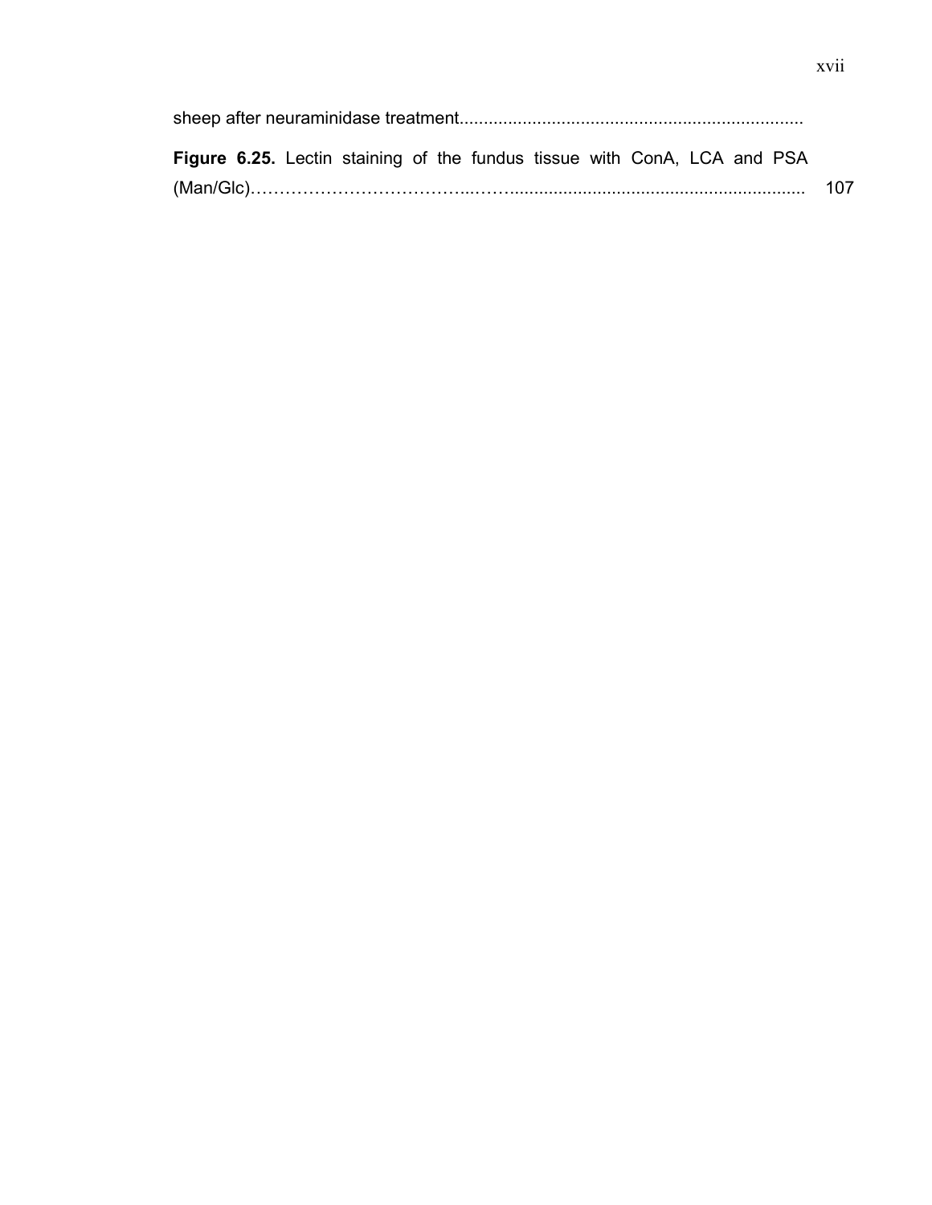sheep after neuraminidase treatment......................................................................

**Figure 6.25.** Lectin staining of the fundus tissue with ConA, LCA and PSA (Man/Glc)………………………………...……........................................................................ 107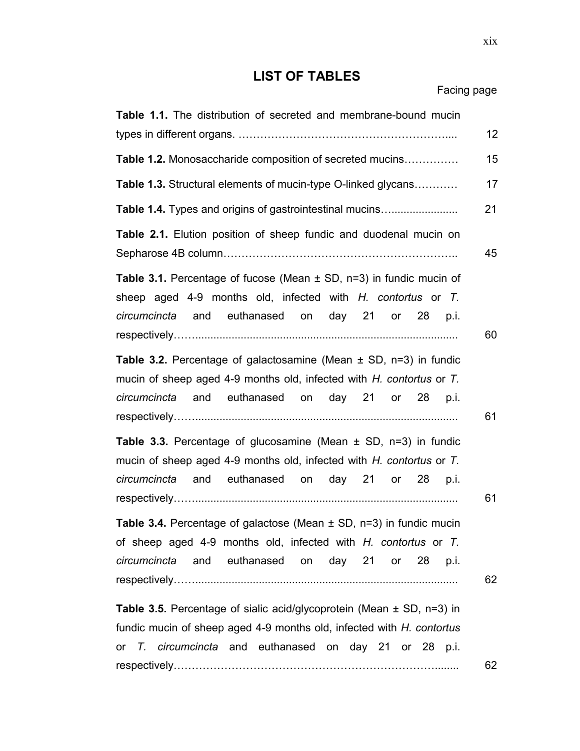# LIST OF TABLES

| | Facing page |
|---|---|
| **Table 1.1.** The distribution of secreted and membrane-bound mucin types in different organs. ……………………………………………….... | 12 |
| **Table 1.2.** Monosaccharide composition of secreted mucins…………… | 15 |
| **Table 1.3.** Structural elements of mucin-type O-linked glycans………… | 17 |
| **Table 1.4.** Types and origins of gastrointestinal mucins…..................... | 21 |
| **Table 2.1.** Elution position of sheep fundic and duodenal mucin on Sepharose 4B column…………………………………………………….. | 45 |
| **Table 3.1.** Percentage of fucose (Mean ± SD, n=3) in fundic mucin of sheep aged 4-9 months old, infected with *H. contortus* or *T. circumcincta* and euthanased on day 21 or 28 p.i. respectively……...................................................................................... | 60 |
| **Table 3.2.** Percentage of galactosamine (Mean ± SD, n=3) in fundic mucin of sheep aged 4-9 months old, infected with *H. contortus* or *T. circumcincta* and euthanased on day 21 or 28 p.i. respectively……...................................................................................... | 61 |
| **Table 3.3.** Percentage of glucosamine (Mean ± SD, n=3) in fundic mucin of sheep aged 4-9 months old, infected with *H. contortus* or *T. circumcincta* and euthanased on day 21 or 28 p.i. respectively……...................................................................................... | 61 |
| **Table 3.4.** Percentage of galactose (Mean ± SD, n=3) in fundic mucin of sheep aged 4-9 months old, infected with *H. contortus* or *T. circumcincta* and euthanased on day 21 or 28 p.i. respectively……...................................................................................... | 62 |
| **Table 3.5.** Percentage of sialic acid/glycoprotein (Mean ± SD, n=3) in fundic mucin of sheep aged 4-9 months old, infected with *H. contortus* or *T. circumcincta* and euthanased on day 21 or 28 p.i. respectively………………………………………………………………....... | 62 |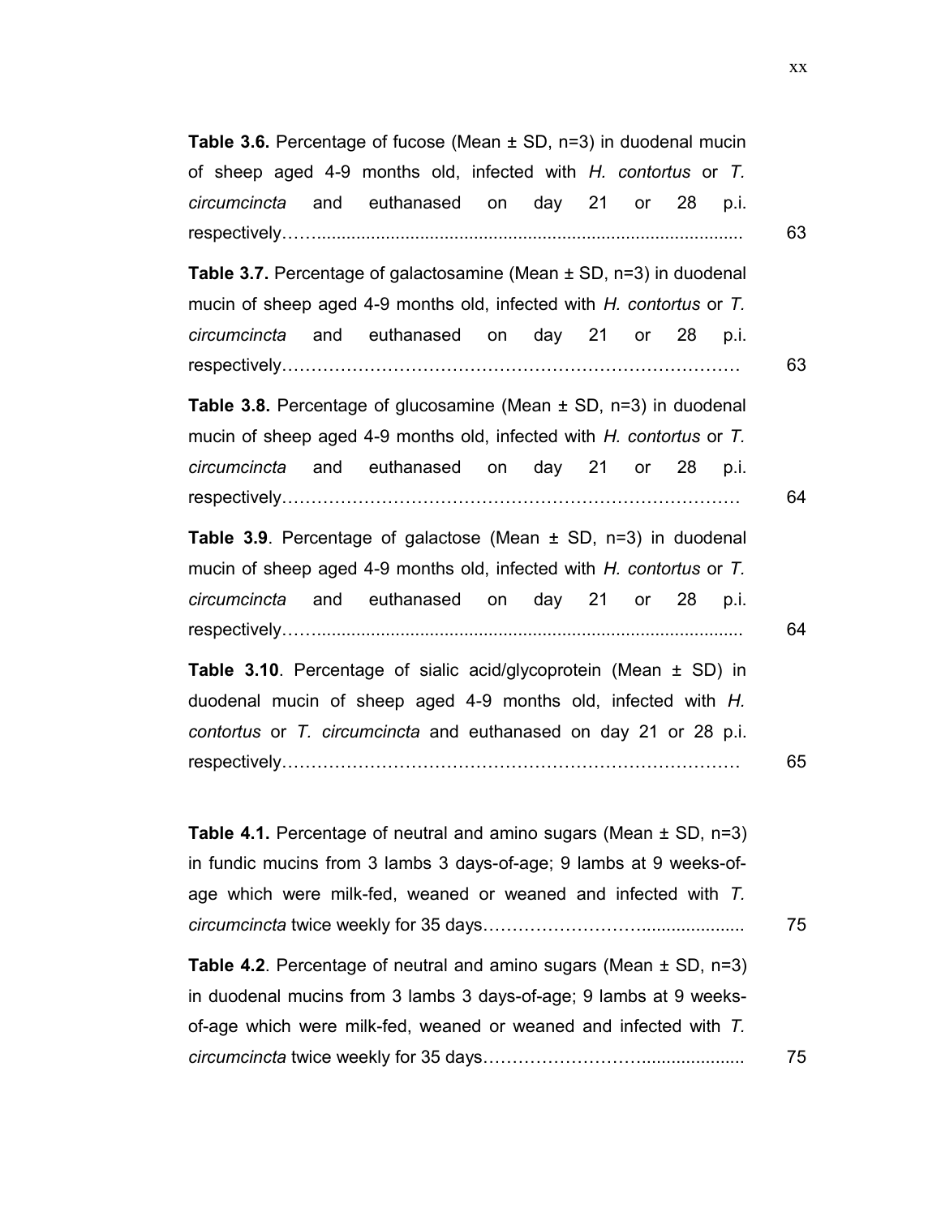**Table 3.6.** Percentage of fucose (Mean ± SD, n=3) in duodenal mucin of sheep aged 4-9 months old, infected with *H. contortus* or *T. circumcincta* and euthanased on day 21 or 28 p.i. respectively........................................................................................ 63

**Table 3.7.** Percentage of galactosamine (Mean ± SD, n=3) in duodenal mucin of sheep aged 4-9 months old, infected with *H. contortus* or *T. circumcincta* and euthanased on day 21 or 28 p.i. respectively…………………………………………………………………… 63

**Table 3.8.** Percentage of glucosamine (Mean ± SD, n=3) in duodenal mucin of sheep aged 4-9 months old, infected with *H. contortus* or *T. circumcincta* and euthanased on day 21 or 28 p.i. respectively…………………………………………………………………… 64

**Table 3.9**. Percentage of galactose (Mean ± SD, n=3) in duodenal mucin of sheep aged 4-9 months old, infected with *H. contortus* or *T. circumcincta* and euthanased on day 21 or 28 p.i. respectively........................................................................................ 64

**Table 3.10**. Percentage of sialic acid/glycoprotein (Mean ± SD) in duodenal mucin of sheep aged 4-9 months old, infected with *H. contortus* or *T. circumcincta* and euthanased on day 21 or 28 p.i. respectively…………………………………………………………………… 65

**Table 4.1.** Percentage of neutral and amino sugars (Mean ± SD, n=3) in fundic mucins from 3 lambs 3 days-of-age; 9 lambs at 9 weeks-of-age which were milk-fed, weaned or weaned and infected with *T. circumcincta* twice weekly for 35 days……………………….................... 75

**Table 4.2**. Percentage of neutral and amino sugars (Mean ± SD, n=3) in duodenal mucins from 3 lambs 3 days-of-age; 9 lambs at 9 weeks-of-age which were milk-fed, weaned or weaned and infected with *T. circumcincta* twice weekly for 35 days……………………….................... 75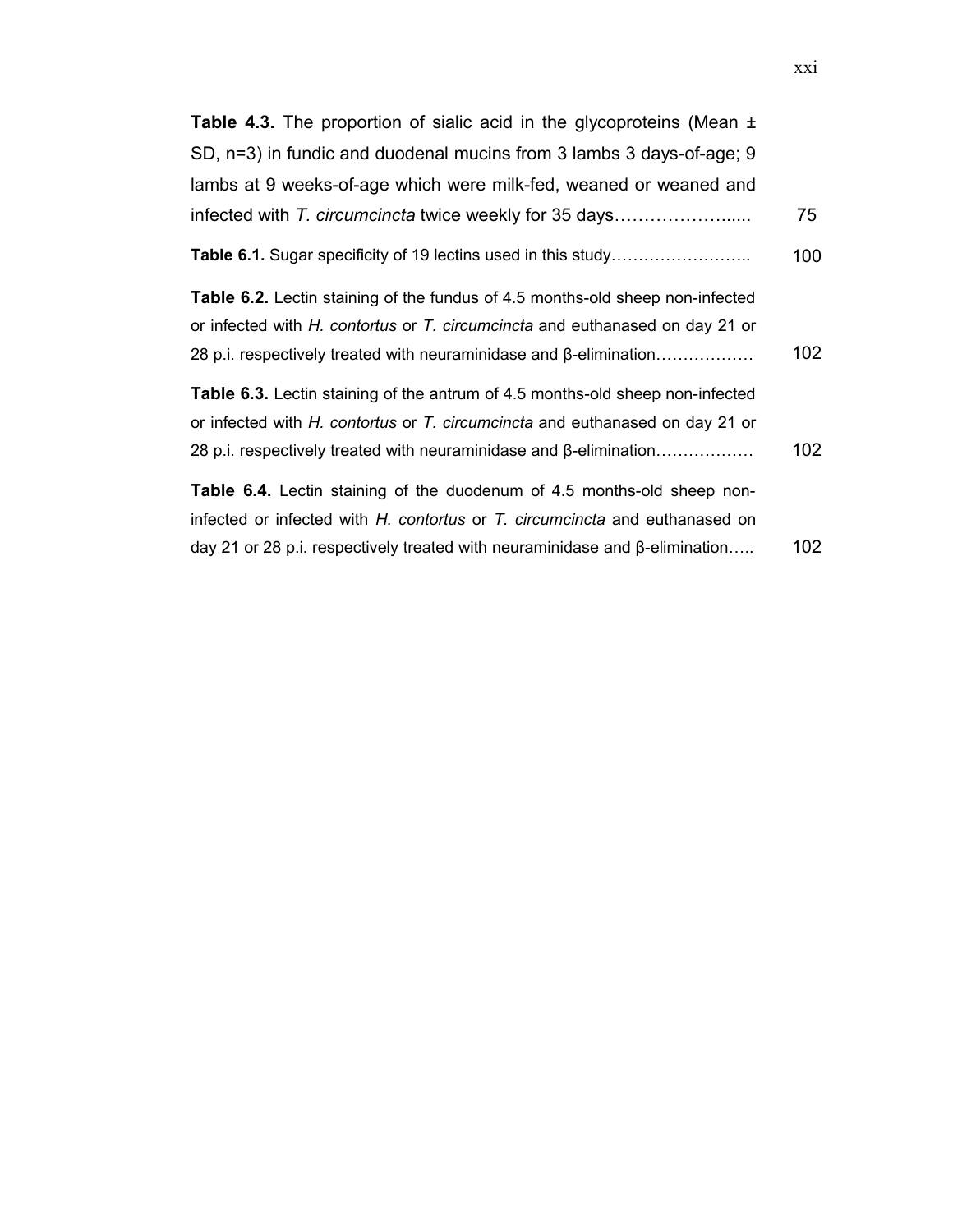**Table 4.3.** The proportion of sialic acid in the glycoproteins (Mean ± SD, n=3) in fundic and duodenal mucins from 3 lambs 3 days-of-age; 9 lambs at 9 weeks-of-age which were milk-fed, weaned or weaned and infected with *T. circumcincta* twice weekly for 35 days…………………..... 75

**Table 6.1.** Sugar specificity of 19 lectins used in this study…………………….. 100

**Table 6.2.** Lectin staining of the fundus of 4.5 months-old sheep non-infected or infected with *H. contortus* or *T. circumcincta* and euthanased on day 21 or 28 p.i. respectively treated with neuraminidase and β-elimination……………… 102

**Table 6.3.** Lectin staining of the antrum of 4.5 months-old sheep non-infected or infected with *H. contortus* or *T. circumcincta* and euthanased on day 21 or 28 p.i. respectively treated with neuraminidase and β-elimination……………… 102

**Table 6.4.** Lectin staining of the duodenum of 4.5 months-old sheep non-infected or infected with *H. contortus* or *T. circumcincta* and euthanased on day 21 or 28 p.i. respectively treated with neuraminidase and β-elimination….. 102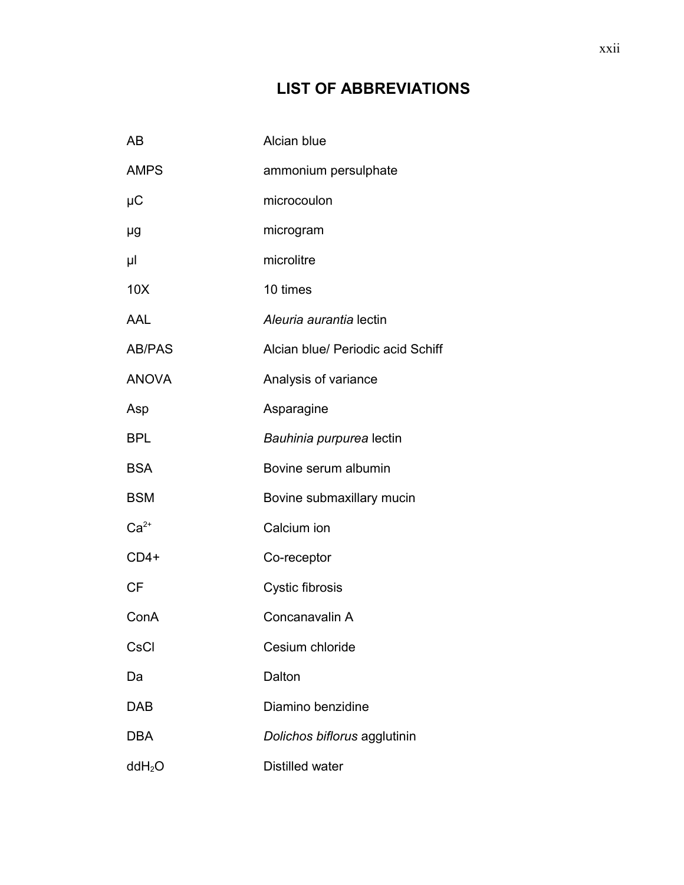# LIST OF ABBREVIATIONS

| | |
|---|---|
| AB | Alcian blue |
| AMPS | ammonium persulphate |
| µC | microcoulon |
| µg | microgram |
| µl | microlitre |
| 10X | 10 times |
| AAL | *Aleuria aurantia* lectin |
| AB/PAS | Alcian blue/ Periodic acid Schiff |
| ANOVA | Analysis of variance |
| Asp | Asparagine |
| BPL | *Bauhinia purpurea* lectin |
| BSA | Bovine serum albumin |
| BSM | Bovine submaxillary mucin |
| $Ca^{2+}$ | Calcium ion |
| CD4+ | Co-receptor |
| CF | Cystic fibrosis |
| ConA | Concanavalin A |
| CsCl | Cesium chloride |
| Da | Dalton |
| DAB | Diamino benzidine |
| DBA | *Dolichos biflorus* agglutinin |
| $ddH_2O$ | Distilled water |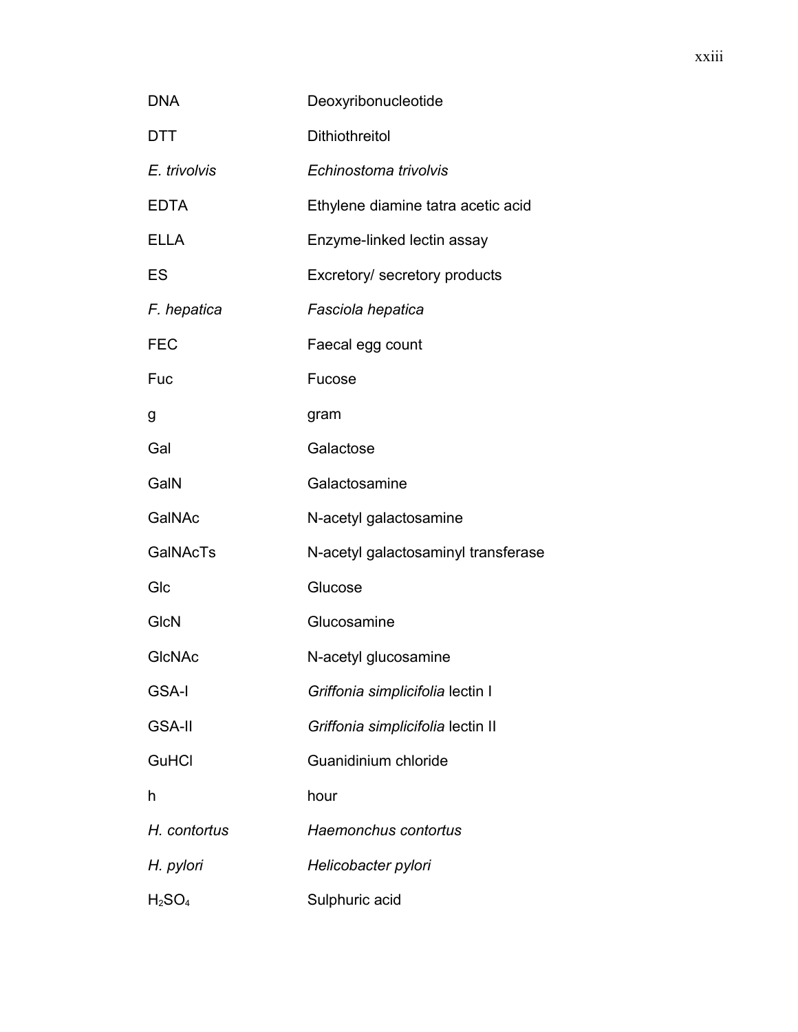| | |
|---|---|
| DNA | Deoxyribonucleotide |
| DTT | Dithiothreitol |
| *E. trivolvis* | *Echinostoma trivolvis* |
| EDTA | Ethylene diamine tatra acetic acid |
| ELLA | Enzyme-linked lectin assay |
| ES | Excretory/ secretory products |
| *F. hepatica* | *Fasciola hepatica* |
| FEC | Faecal egg count |
| Fuc | Fucose |
| g | gram |
| Gal | Galactose |
| GalN | Galactosamine |
| GalNAc | N-acetyl galactosamine |
| GalNAcTs | N-acetyl galactosaminyl transferase |
| Glc | Glucose |
| GlcN | Glucosamine |
| GlcNAc | N-acetyl glucosamine |
| GSA-I | *Griffonia simplicifolia* lectin I |
| GSA-II | *Griffonia simplicifolia* lectin II |
| GuHCl | Guanidinium chloride |
| h | hour |
| *H. contortus* | *Haemonchus contortus* |
| *H. pylori* | *Helicobacter pylori* |
| $H_2SO_4$ | Sulphuric acid |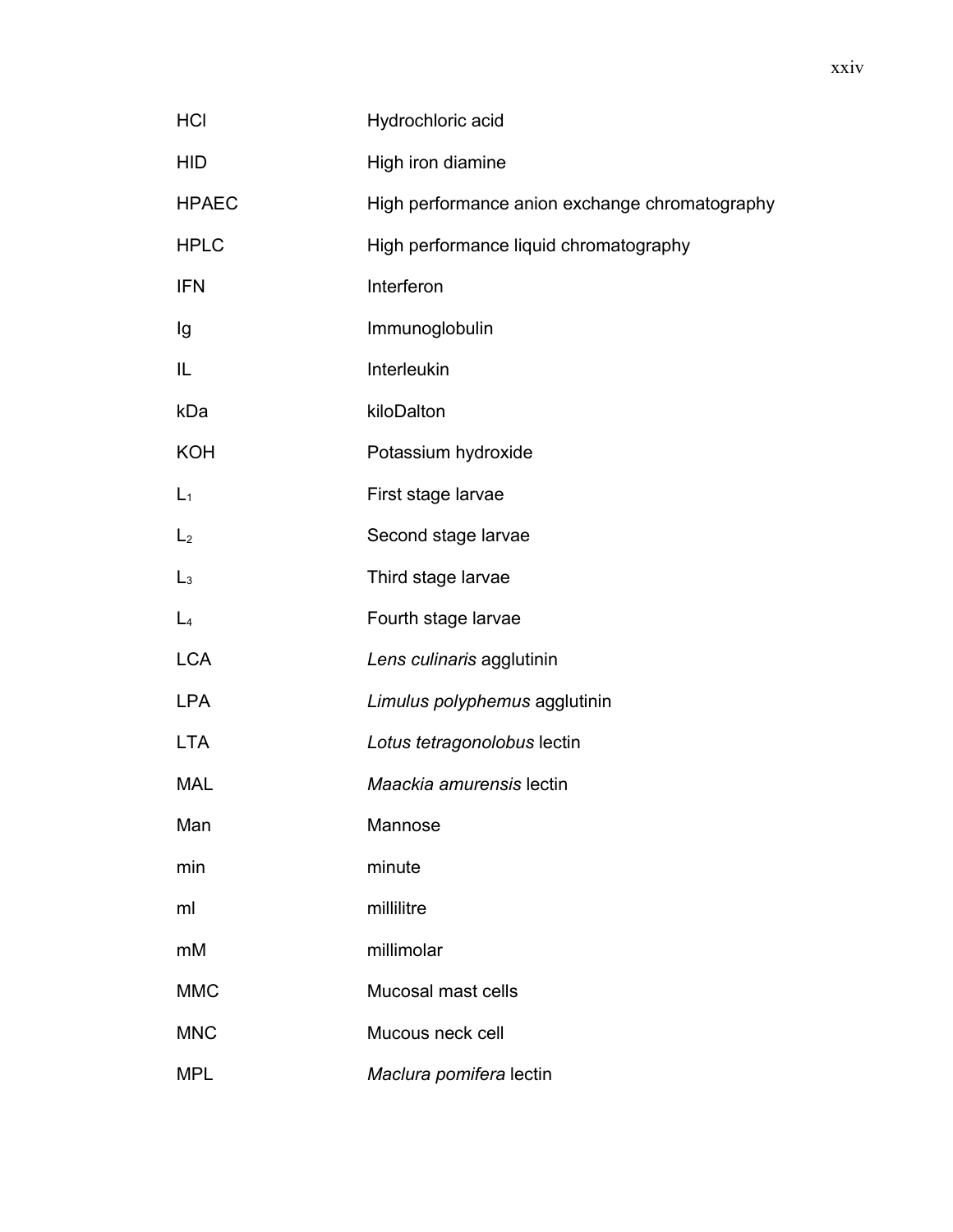| | |
|---|---|
| HCl | Hydrochloric acid |
| HID | High iron diamine |
| HPAEC | High performance anion exchange chromatography |
| HPLC | High performance liquid chromatography |
| IFN | Interferon |
| Ig | Immunoglobulin |
| IL | Interleukin |
| kDa | kiloDalton |
| KOH | Potassium hydroxide |
| $L_1$ | First stage larvae |
| $L_2$ | Second stage larvae |
| $L_3$ | Third stage larvae |
| $L_4$ | Fourth stage larvae |
| LCA | *Lens culinaris* agglutinin |
| LPA | *Limulus polyphemus* agglutinin |
| LTA | *Lotus tetragonolobus* lectin |
| MAL | *Maackia amurensis* lectin |
| Man | Mannose |
| min | minute |
| ml | millilitre |
| mM | millimolar |
| MMC | Mucosal mast cells |
| MNC | Mucous neck cell |
| MPL | *Maclura pomifera* lectin |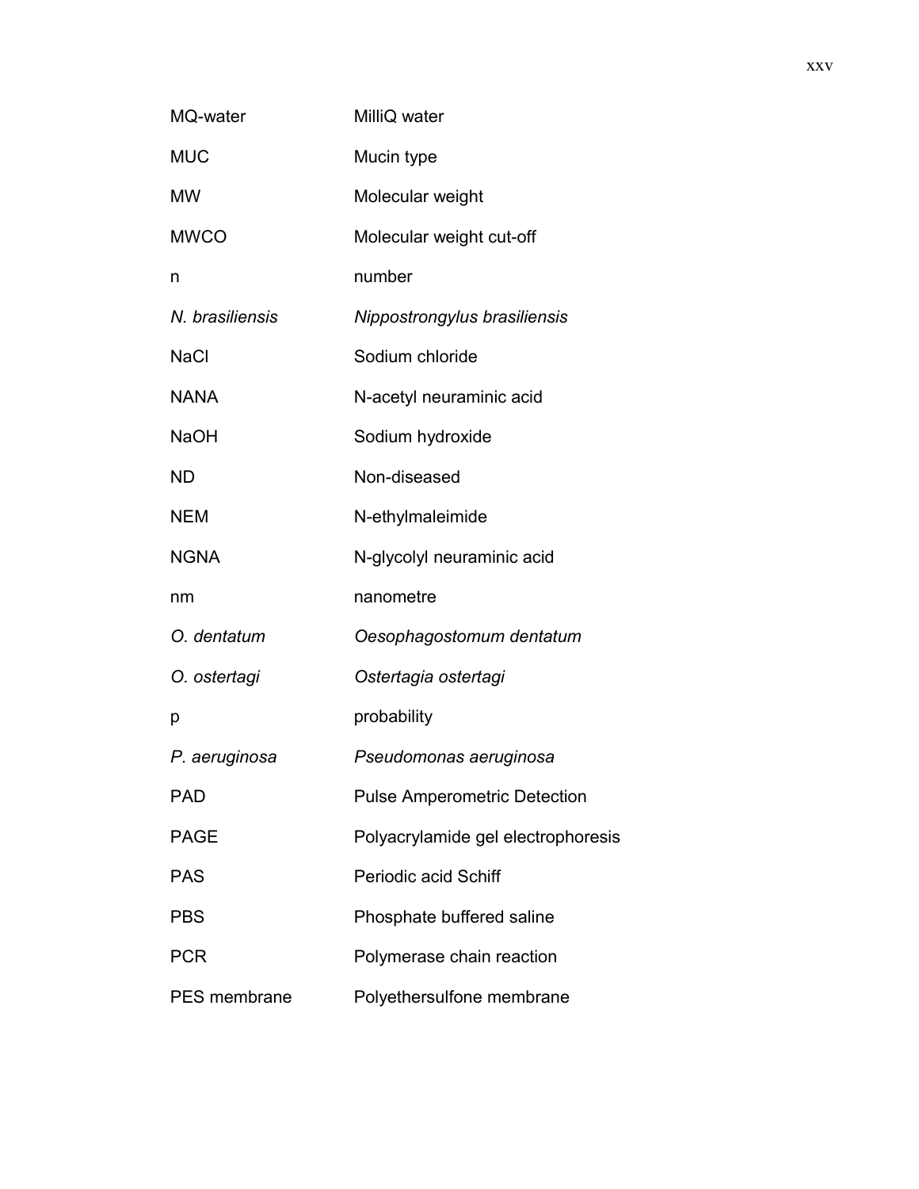| | |
|---|---|
| MQ-water | MilliQ water |
| MUC | Mucin type |
| MW | Molecular weight |
| MWCO | Molecular weight cut-off |
| n | number |
| *N. brasiliensis* | *Nippostrongylus brasiliensis* |
| NaCl | Sodium chloride |
| NANA | N-acetyl neuraminic acid |
| NaOH | Sodium hydroxide |
| ND | Non-diseased |
| NEM | N-ethylmaleimide |
| NGNA | N-glycolyl neuraminic acid |
| nm | nanometre |
| *O. dentatum* | *Oesophagostomum dentatum* |
| *O. ostertagi* | *Ostertagia ostertagi* |
| p | probability |
| *P. aeruginosa* | *Pseudomonas aeruginosa* |
| PAD | Pulse Amperometric Detection |
| PAGE | Polyacrylamide gel electrophoresis |
| PAS | Periodic acid Schiff |
| PBS | Phosphate buffered saline |
| PCR | Polymerase chain reaction |
| PES membrane | Polyethersulfone membrane |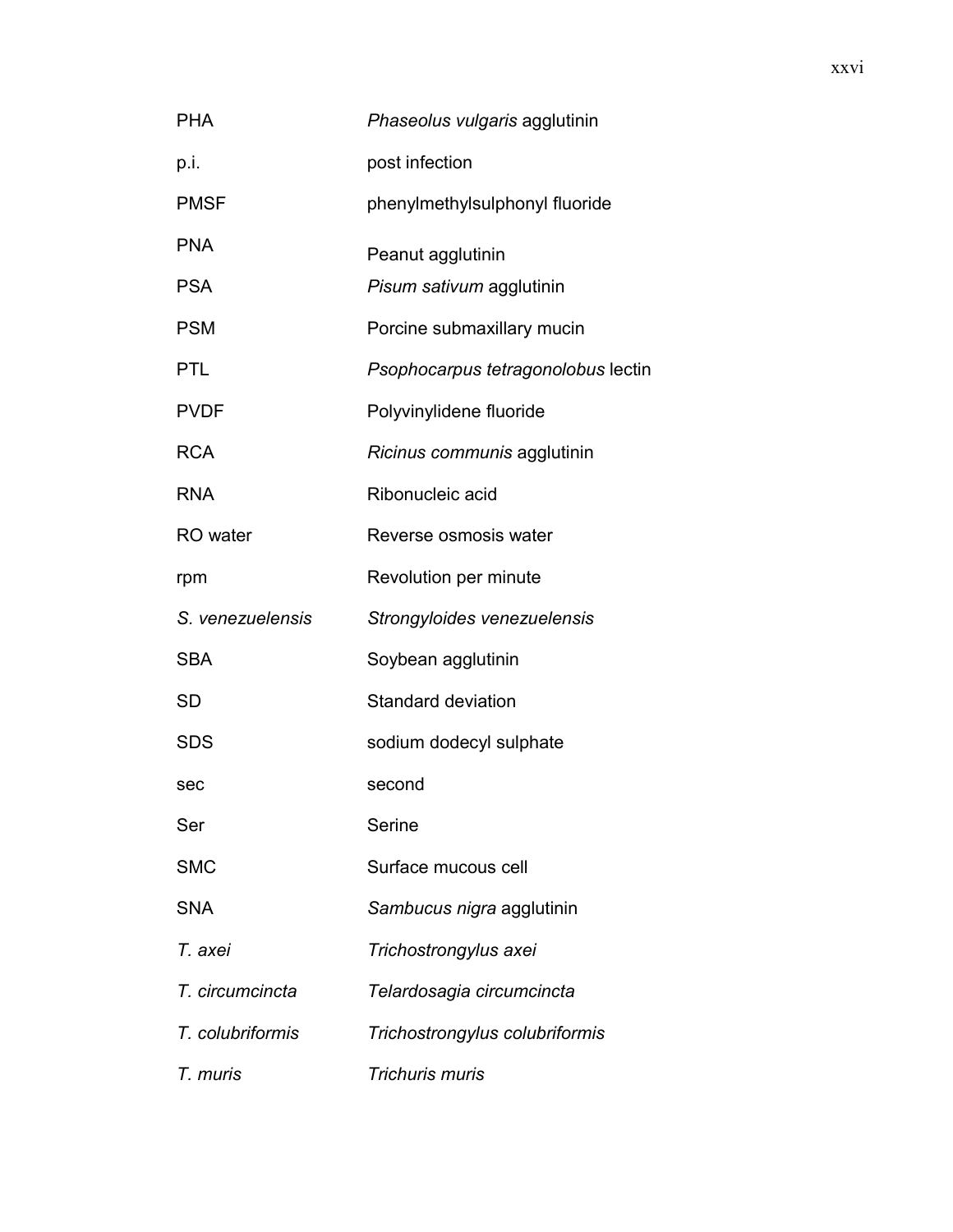| | |
|---|---|
| PHA | *Phaseolus vulgaris* agglutinin |
| p.i. | post infection |
| PMSF | phenylmethylsulphonyl fluoride |
| PNA | Peanut agglutinin |
| PSA | *Pisum sativum* agglutinin |
| PSM | Porcine submaxillary mucin |
| PTL | *Psophocarpus tetragonolobus* lectin |
| PVDF | Polyvinylidene fluoride |
| RCA | *Ricinus communis* agglutinin |
| RNA | Ribonucleic acid |
| RO water | Reverse osmosis water |
| rpm | Revolution per minute |
| *S. venezuelensis* | *Strongyloides venezuelensis* |
| SBA | Soybean agglutinin |
| SD | Standard deviation |
| SDS | sodium dodecyl sulphate |
| sec | second |
| Ser | Serine |
| SMC | Surface mucous cell |
| SNA | *Sambucus nigra* agglutinin |
| *T. axei* | *Trichostrongylus axei* |
| *T. circumcincta* | *Telardosagia circumcincta* |
| *T. colubriformis* | *Trichostrongylus colubriformis* |
| *T. muris* | *Trichuris muris* |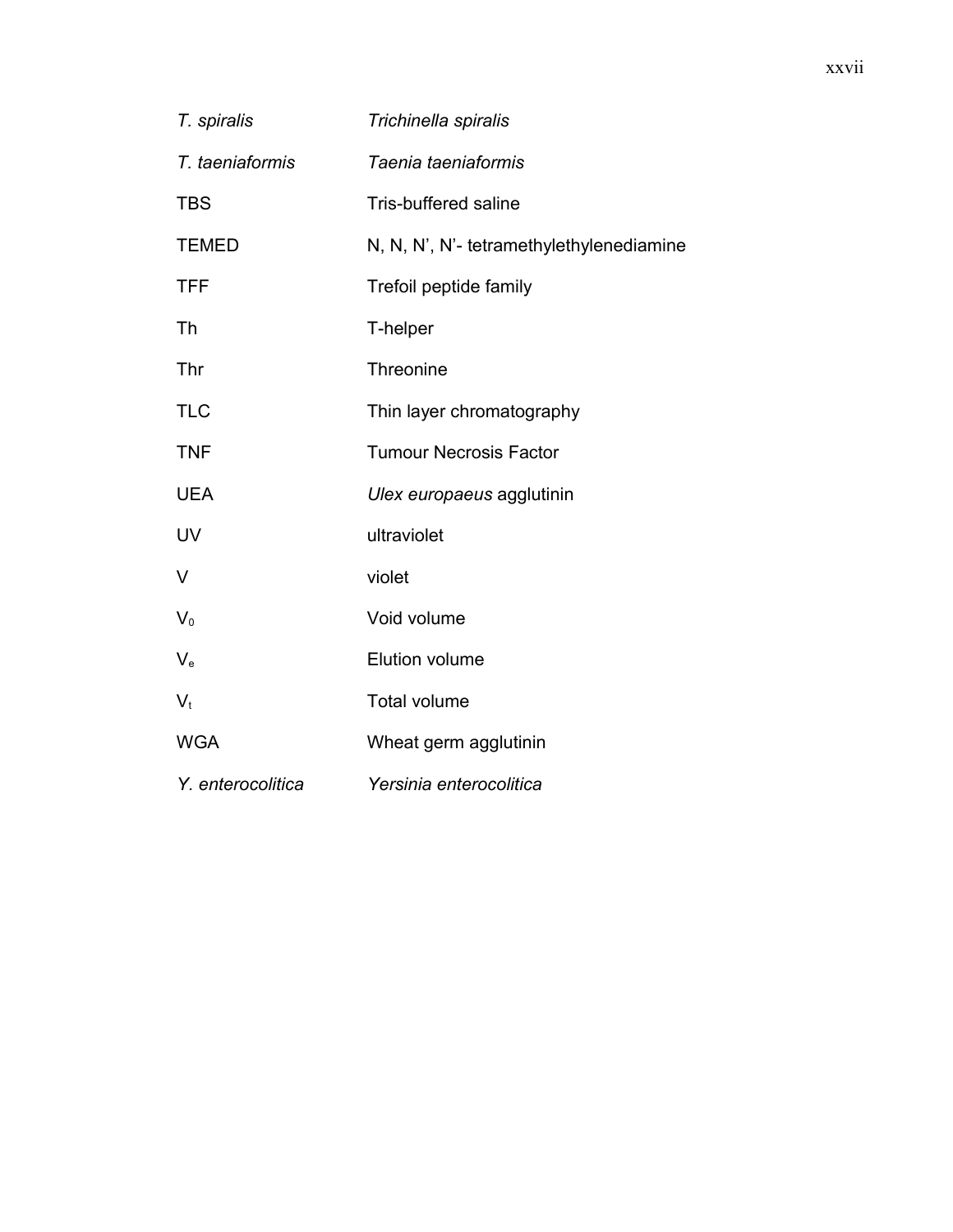| | |
|---|---|
| *T. spiralis* | *Trichinella spiralis* |
| *T. taeniaformis* | *Taenia taeniaformis* |
| TBS | Tris-buffered saline |
| TEMED | N, N, N', N'- tetramethylethylenediamine |
| TFF | Trefoil peptide family |
| Th | T-helper |
| Thr | Threonine |
| TLC | Thin layer chromatography |
| TNF | Tumour Necrosis Factor |
| UEA | *Ulex europaeus* agglutinin |
| UV | ultraviolet |
| V | violet |
| $V_0$ | Void volume |
| $V_e$ | Elution volume |
| $V_t$ | Total volume |
| WGA | Wheat germ agglutinin |
| *Y. enterocolitica* | *Yersinia enterocolitica* |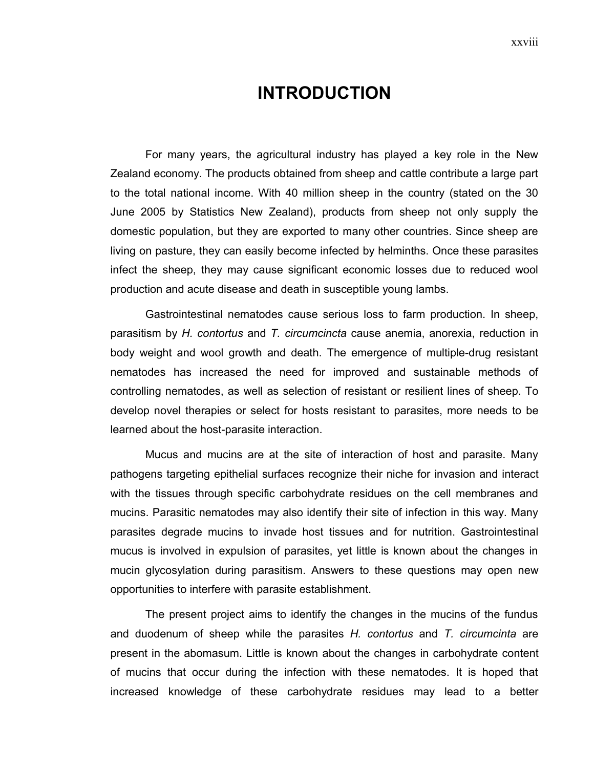# INTRODUCTION

For many years, the agricultural industry has played a key role in the New Zealand economy. The products obtained from sheep and cattle contribute a large part to the total national income. With 40 million sheep in the country (stated on the 30 June 2005 by Statistics New Zealand), products from sheep not only supply the domestic population, but they are exported to many other countries. Since sheep are living on pasture, they can easily become infected by helminths. Once these parasites infect the sheep, they may cause significant economic losses due to reduced wool production and acute disease and death in susceptible young lambs.

Gastrointestinal nematodes cause serious loss to farm production. In sheep, parasitism by *H. contortus* and *T. circumcincta* cause anemia, anorexia, reduction in body weight and wool growth and death. The emergence of multiple-drug resistant nematodes has increased the need for improved and sustainable methods of controlling nematodes, as well as selection of resistant or resilient lines of sheep. To develop novel therapies or select for hosts resistant to parasites, more needs to be learned about the host-parasite interaction.

Mucus and mucins are at the site of interaction of host and parasite. Many pathogens targeting epithelial surfaces recognize their niche for invasion and interact with the tissues through specific carbohydrate residues on the cell membranes and mucins. Parasitic nematodes may also identify their site of infection in this way. Many parasites degrade mucins to invade host tissues and for nutrition. Gastrointestinal mucus is involved in expulsion of parasites, yet little is known about the changes in mucin glycosylation during parasitism. Answers to these questions may open new opportunities to interfere with parasite establishment.

The present project aims to identify the changes in the mucins of the fundus and duodenum of sheep while the parasites *H. contortus* and *T. circumcinta* are present in the abomasum. Little is known about the changes in carbohydrate content of mucins that occur during the infection with these nematodes. It is hoped that increased knowledge of these carbohydrate residues may lead to a better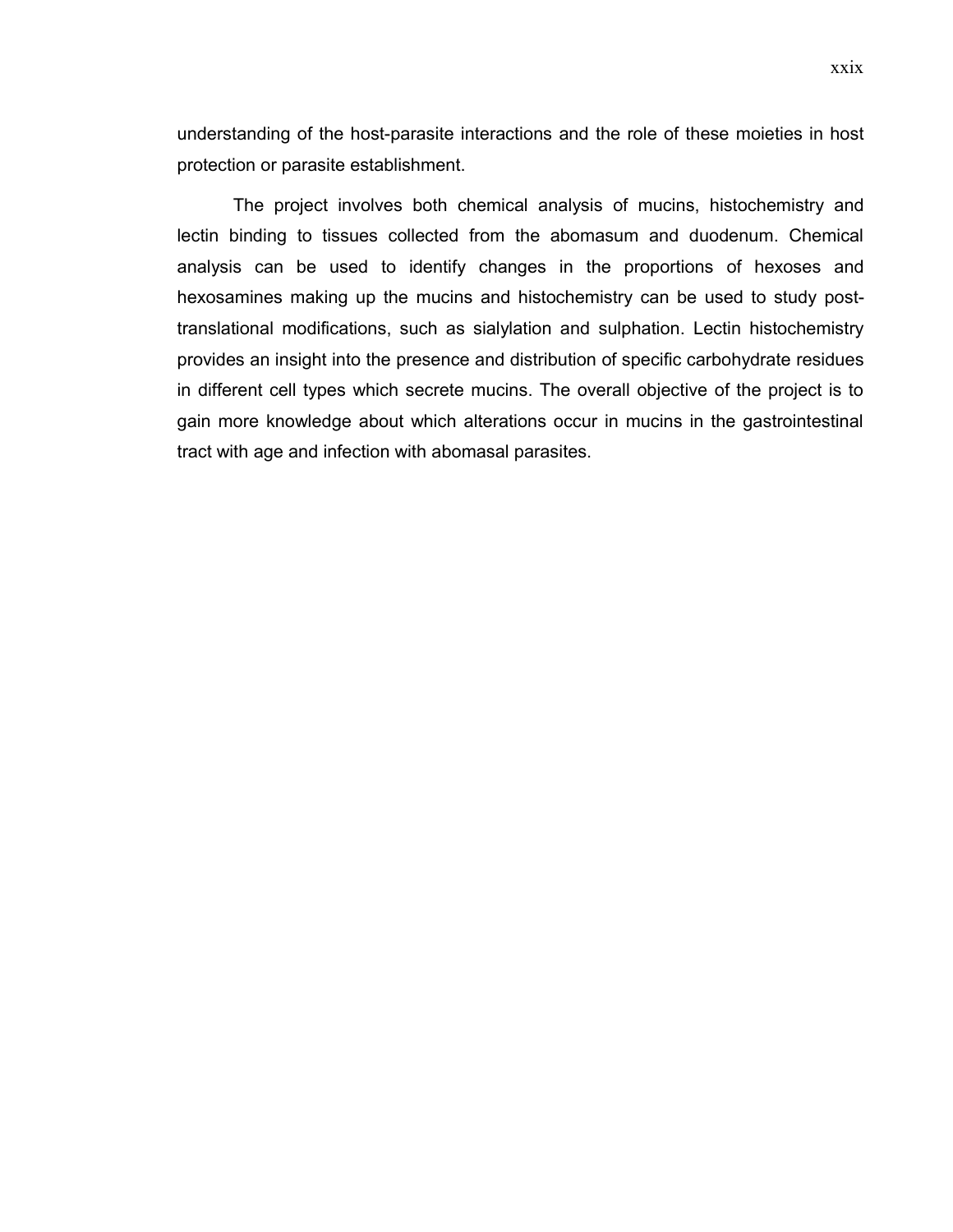understanding of the host-parasite interactions and the role of these moieties in host protection or parasite establishment.

The project involves both chemical analysis of mucins, histochemistry and lectin binding to tissues collected from the abomasum and duodenum. Chemical analysis can be used to identify changes in the proportions of hexoses and hexosamines making up the mucins and histochemistry can be used to study post-translational modifications, such as sialylation and sulphation. Lectin histochemistry provides an insight into the presence and distribution of specific carbohydrate residues in different cell types which secrete mucins. The overall objective of the project is to gain more knowledge about which alterations occur in mucins in the gastrointestinal tract with age and infection with abomasal parasites.